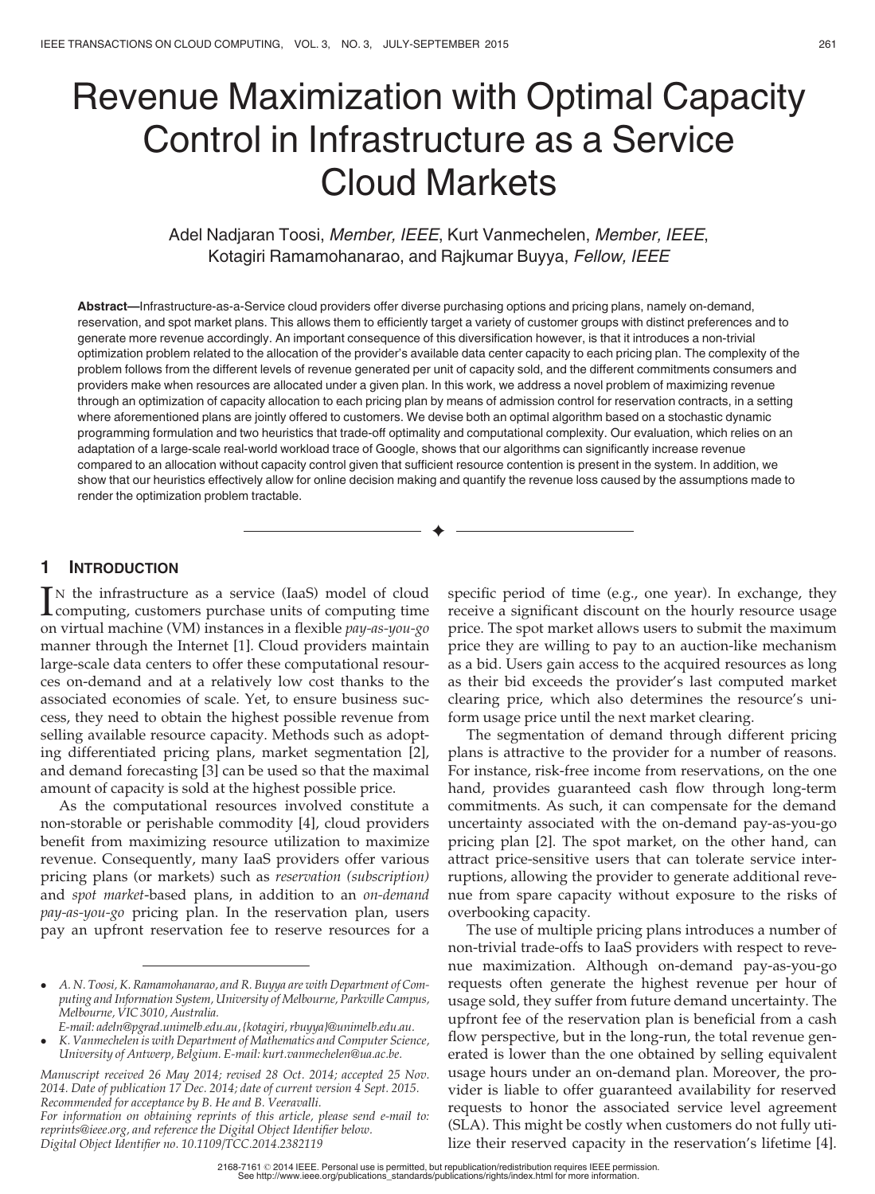# Revenue Maximization with Optimal Capacity Control in Infrastructure as a Service Cloud Markets

Adel Nadjaran Toosi, *Member, IEEE*, Kurt Vanmechelen, *Member, IEEE*, Kotagiri Ramamohanarao, and Rajkumar Buyya, *Fellow, IEEE*

**Abstract**—Infrastructure-as-a-Service cloud providers offer diverse purchasing options and pricing plans, namely on-demand, reservation, and spot market plans. This allows them to efficiently target a variety of customer groups with distinct preferences and to generate more revenue accordingly. An important consequence of this diversification however, is that it introduces a non-trivial optimization problem related to the allocation of the provider's available data center capacity to each pricing plan. The complexity of the problem follows from the different levels of revenue generated per unit of capacity sold, and the different commitments consumers and providers make when resources are allocated under a given plan. In this work, we address a novel problem of maximizing revenue through an optimization of capacity allocation to each pricing plan by means of admission control for reservation contracts, in a setting where aforementioned plans are jointly offered to customers. We devise both an optimal algorithm based on a stochastic dynamic programming formulation and two heuristics that trade-off optimality and computational complexity. Our evaluation, which relies on an adaptation of a large-scale real-world workload trace of Google, shows that our algorithms can significantly increase revenue compared to an allocation without capacity control given that sufficient resource contention is present in the system. In addition, we show that our heuristics effectively allow for online decision making and quantify the revenue loss caused by the assumptions made to render the optimization problem tractable.

## 1 Introduction

In the infrastructure as a service (IaaS) model of cloud computing, customers purchase units of computing time on virtual machine (VM) instances in a flexible *pay-as-you-go* manner through the Internet [1]. Cloud providers maintain large-scale data centers to offer these computational resources on-demand and at a relatively low cost thanks to the associated economies of scale. Yet, to ensure business success, they need to obtain the highest possible revenue from selling available resource capacity. Methods such as adopting differentiated pricing plans, market segmentation [2], and demand forecasting [3] can be used so that the maximal amount of capacity is sold at the highest possible price.

As the computational resources involved constitute a non-storable or perishable commodity [4], cloud providers benefit from maximizing resource utilization to maximize revenue. Consequently, many IaaS providers offer various pricing plans (or markets) such as *reservation (subscription)* and *spot market*-based plans, in addition to an *on-demand pay-as-you-go* pricing plan. In the reservation plan, users pay an upfront reservation fee to reserve resources for a specific period of time (e.g., one year). In exchange, they receive a significant discount on the hourly resource usage price. The spot market allows users to submit the maximum price they are willing to pay to an auction-like mechanism as a bid. Users gain access to the acquired resources as long as their bid exceeds the provider's last computed market clearing price, which also determines the resource's uniform usage price until the next market clearing.

The segmentation of demand through different pricing plans is attractive to the provider for a number of reasons. For instance, risk-free income from reservations, on the one hand, provides guaranteed cash flow through long-term commitments. As such, it can compensate for the demand uncertainty associated with the on-demand pay-as-you-go pricing plan [2]. The spot market, on the other hand, can attract price-sensitive users that can tolerate service interruptions, allowing the provider to generate additional revenue from spare capacity without exposure to the risks of overbooking capacity.

The use of multiple pricing plans introduces a number of non-trivial trade-offs to IaaS providers with respect to revenue maximization. Although on-demand pay-as-you-go requests often generate the highest revenue per hour of usage sold, they suffer from future demand uncertainty. The upfront fee of the reservation plan is beneficial from a cash flow perspective, but in the long-run, the total revenue generated is lower than the one obtained by selling equivalent usage hours under an on-demand plan. Moreover, the provider is liable to offer guaranteed availability for reserved requests to honor the associated service level agreement (SLA). This might be costly when customers do not fully utilize their reserved capacity in the reservation's lifetime [4].

---

- A. N. Toosi, K. Ramamohanarao, and R. Buyya are with Department of Computing and Information System, University of Melbourne, Parkville Campus, Melbourne, VIC 3010, Australia. E-mail: adeln@pgrad.unimelb.edu.au, {kotagiri, rbuyya}@unimelb.edu.au.
- K. Vanmechelen is with Department of Mathematics and Computer Science, University of Antwerp, Belgium. E-mail: kurt.vanmechelen@ua.ac.be.

*Manuscript received 26 May 2014; revised 28 Oct. 2014; accepted 25 Nov. 2014. Date of publication 17 Dec. 2014; date of current version 4 Sept. 2015. Recommended for acceptance by B. He and B. Veeravalli. For information on obtaining reprints of this article, please send e-mail to: reprints@ieee.org, and reference the Digital Object Identifier below. Digital Object Identifier no. 10.1109/TCC.2014.2382119*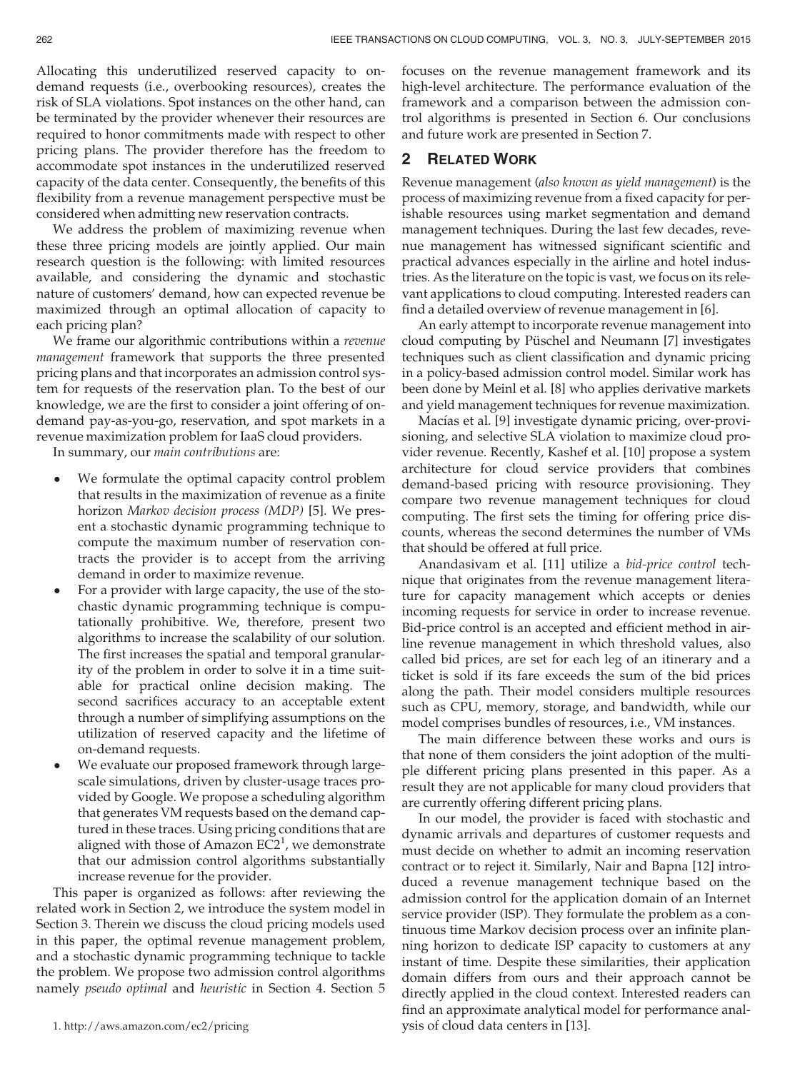Allocating this underutilized reserved capacity to on-demand requests (i.e., overbooking resources), creates the risk of SLA violations. Spot instances on the other hand, can be terminated by the provider whenever their resources are required to honor commitments made with respect to other pricing plans. The provider therefore has the freedom to accommodate spot instances in the underutilized reserved capacity of the data center. Consequently, the benefits of this flexibility from a revenue management perspective must be considered when admitting new reservation contracts.

We address the problem of maximizing revenue when these three pricing models are jointly applied. Our main research question is the following: with limited resources available, and considering the dynamic and stochastic nature of customers' demand, how can expected revenue be maximized through an optimal allocation of capacity to each pricing plan?

We frame our algorithmic contributions within a *revenue management* framework that supports the three presented pricing plans and that incorporates an admission control system for requests of the reservation plan. To the best of our knowledge, we are the first to consider a joint offering of on-demand pay-as-you-go, reservation, and spot markets in a revenue maximization problem for IaaS cloud providers.

In summary, our *main contributions* are:

- We formulate the optimal capacity control problem that results in the maximization of revenue as a finite horizon *Markov decision process (MDP)* [5]. We present a stochastic dynamic programming technique to compute the maximum number of reservation contracts the provider is to accept from the arriving demand in order to maximize revenue.
- For a provider with large capacity, the use of the stochastic dynamic programming technique is computationally prohibitive. We, therefore, present two algorithms to increase the scalability of our solution. The first increases the spatial and temporal granularity of the problem in order to solve it in a time suitable for practical online decision making. The second sacrifices accuracy to an acceptable extent through a number of simplifying assumptions on the utilization of reserved capacity and the lifetime of on-demand requests.
- We evaluate our proposed framework through large-scale simulations, driven by cluster-usage traces provided by Google. We propose a scheduling algorithm that generates VM requests based on the demand captured in these traces. Using pricing conditions that are aligned with those of Amazon EC2[1], we demonstrate that our admission control algorithms substantially increase revenue for the provider.

This paper is organized as follows: after reviewing the related work in Section 2, we introduce the system model used in Section 3. Therein we discuss the cloud pricing models used in this paper, the optimal revenue management problem, and a stochastic dynamic programming technique to tackle the problem. We propose two admission control algorithms namely *pseudo optimal* and *heuristic* in Section 4. Section 5 focuses on the revenue management framework and its high-level architecture. The performance evaluation of the framework and a comparison between the admission control algorithms is presented in Section 6. Our conclusions and future work are presented in Section 7.

1. http://aws.amazon.com/ec2/pricing

## 2 Related Work

Revenue management (*also known as yield management*) is the process of maximizing revenue from a fixed capacity for perishable resources using market segmentation and demand management techniques. During the last few decades, revenue management has witnessed significant scientific and practical advances especially in the airline and hotel industries. As the literature on the topic is vast, we focus on its relevant applications to cloud computing. Interested readers can find a detailed overview of revenue management in [6].

An early attempt to incorporate revenue management into cloud computing by Püschel and Neumann [7] investigates techniques such as client classification and dynamic pricing in a policy-based admission control model. Similar work has been done by Meinl et al. [8] who applies derivative markets and yield management techniques for revenue maximization.

Macías et al. [9] investigate dynamic pricing, over-provisioning, and selective SLA violation to maximize cloud provider revenue. Recently, Kashef et al. [10] propose a system architecture for cloud service providers that combines demand-based pricing with resource provisioning. They compare two revenue management techniques for cloud computing. The first sets the timing for offering price discounts, whereas the second determines the number of VMs that should be offered at full price.

Anandasivam et al. [11] utilize a *bid-price control* technique that originates from the revenue management literature for capacity management which accepts or denies incoming requests for service in order to increase revenue. Bid-price control is an accepted and efficient method in airline revenue management in which threshold values, also called bid prices, are set for each leg of an itinerary and a ticket is sold if its fare exceeds the sum of the bid prices along the path. Their model considers multiple resources such as CPU, memory, storage, and bandwidth, while our model comprises bundles of resources, i.e., VM instances.

The main difference between these works and ours is that none of them considers the joint adoption of the multiple different pricing plans presented in this paper. As a result they are not applicable for many cloud providers that are currently offering different pricing plans.

In our model, the provider is faced with stochastic and dynamic arrivals and departures of customer requests and must decide on whether to admit an incoming reservation contract or to reject it. Similarly, Nair and Bapna [12] introduced a revenue management technique based on the admission control for the application domain of an Internet service provider (ISP). They formulate the problem as a continuous time Markov decision process over an infinite planning horizon to dedicate ISP capacity to customers at any instant of time. Despite these similarities, their application domain differs from ours and their approach cannot be directly applied in the cloud context. Interested readers can find an approximate analytical model for performance analysis of cloud data centers in [13].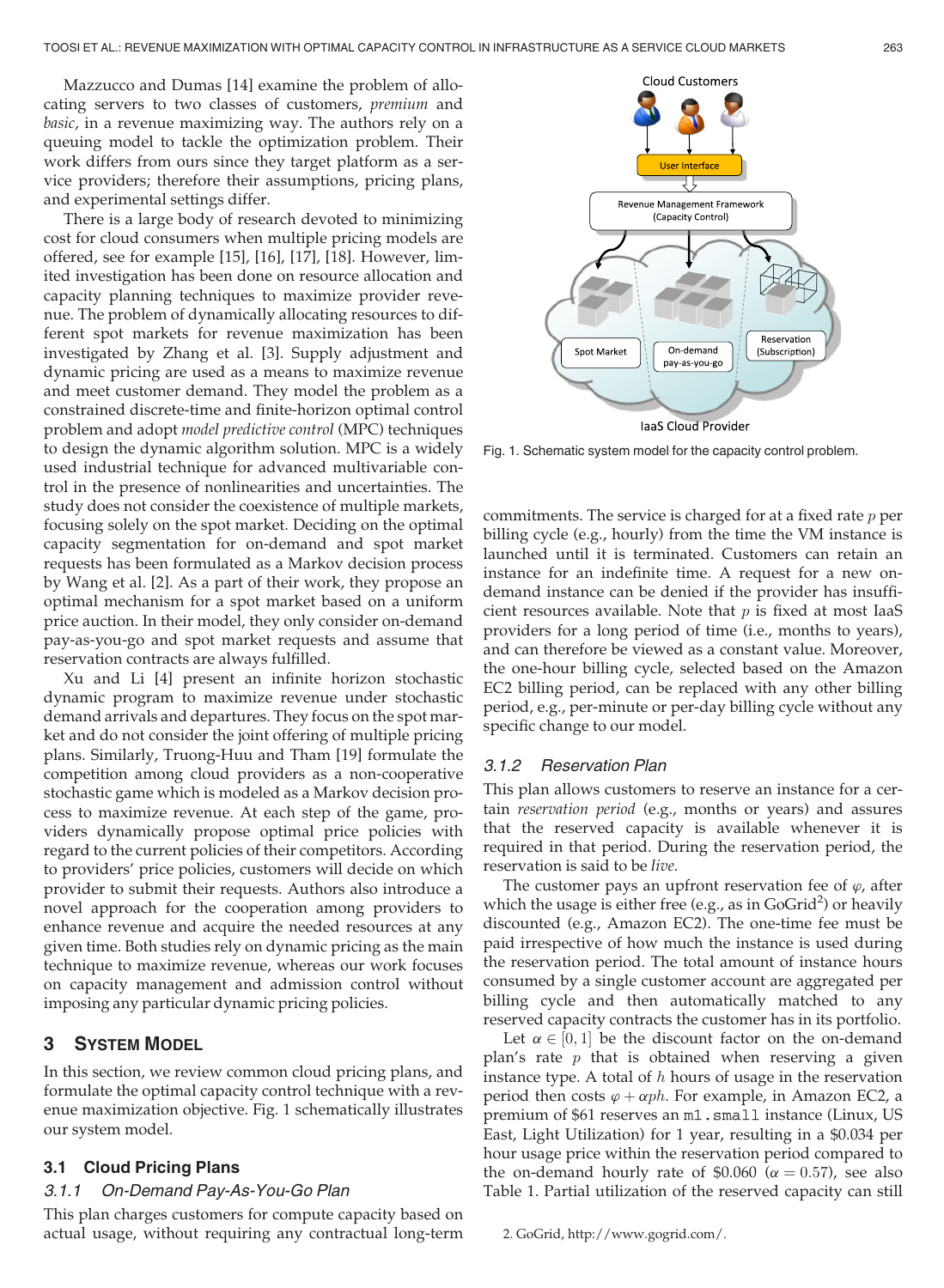Mazzucco and Dumas [14] examine the problem of allocating servers to two classes of customers, *premium* and *basic*, in a revenue maximizing way. The authors rely on a queuing model to tackle the optimization problem. Their work differs from ours since they target platform as a service providers; therefore their assumptions, pricing plans, and experimental settings differ.

There is a large body of research devoted to minimizing cost for cloud consumers when multiple pricing models are offered, see for example [15], [16], [17], [18]. However, limited investigation has been done on resource allocation and capacity planning techniques to maximize provider revenue. The problem of dynamically allocating resources to different spot markets for revenue maximization has been investigated by Zhang et al. [3]. Supply adjustment and dynamic pricing are used as a means to maximize revenue and meet customer demand. They model the problem as a constrained discrete-time and finite-horizon optimal control problem and adopt *model predictive control* (MPC) techniques to design the dynamic algorithm solution. MPC is a widely used industrial technique for advanced multivariable control in the presence of nonlinearities and uncertainties. The study does not consider the coexistence of multiple markets, focusing solely on the spot market. Deciding on the optimal capacity segmentation for on-demand and spot market requests has been formulated as a Markov decision process by Wang et al. [2]. As a part of their work, they propose an optimal mechanism for a spot market based on a uniform price auction. In their model, they only consider on-demand pay-as-you-go and spot market requests and assume that reservation contracts are always fulfilled.

Xu and Li [4] present an infinite horizon stochastic dynamic program to maximize revenue under stochastic demand arrivals and departures. They focus on the spot market and do not consider the joint offering of multiple pricing plans. Similarly, Truong-Huu and Tham [19] formulate the competition among cloud providers as a non-cooperative stochastic game which is modeled as a Markov decision process to maximize revenue. At each step of the game, providers dynamically propose optimal price policies with regard to the current policies of their competitors. According to providers' price policies, customers will decide on which provider to submit their requests. Authors also introduce a novel approach for the cooperation among providers to enhance revenue and acquire the needed resources at any given time. Both studies rely on dynamic pricing as the main technique to maximize revenue, whereas our work focuses on capacity management and admission control without imposing any particular dynamic pricing policies.

## 3 System Model

In this section, we review common cloud pricing plans, and formulate the optimal capacity control technique with a revenue maximization objective. Fig. 1 schematically illustrates our system model.

Fig. 1. Schematic system model for the capacity control problem.

### 3.1 Cloud Pricing Plans

#### 3.1.1 On-Demand Pay-As-You-Go Plan

This plan charges customers for compute capacity based on actual usage, without requiring any contractual long-term commitments. The service is charged for at a fixed rate $p$ per billing cycle (e.g., hourly) from the time the VM instance is launched until it is terminated. Customers can retain an instance for an indefinite time. A request for a new on-demand instance can be denied if the provider has insufficient resources available. Note that $p$ is fixed at most IaaS providers for a long period of time (i.e., months to years), and can therefore be viewed as a constant value. Moreover, the one-hour billing cycle, selected based on the Amazon EC2 billing period, can be replaced with any other billing period, e.g., per-minute or per-day billing cycle without any specific change to our model.

#### 3.1.2 Reservation Plan

This plan allows customers to reserve an instance for a certain *reservation period* (e.g., months or years) and assures that the reserved capacity is available whenever it is required in that period. During the reservation period, the reservation is said to be *live*.

The customer pays an upfront reservation fee of $\varphi$, after which the usage is either free (e.g., as in GoGrid[2]) or heavily discounted (e.g., Amazon EC2). The one-time fee must be paid irrespective of how much the instance is used during the reservation period. The total amount of instance hours consumed by a single customer account are aggregated per billing cycle and then automatically matched to any reserved capacity contracts the customer has in its portfolio.

Let $\alpha \in [0, 1]$ be the discount factor on the on-demand plan's rate $p$ that is obtained when reserving a given instance type. A total of $h$ hours of usage in the reservation period then costs $\varphi + \alpha ph$. For example, in Amazon EC2, a premium of \$61 reserves an `m1.small` instance (Linux, US East, Light Utilization) for 1 year, resulting in a \$0.034 per hour usage price within the reservation period compared to the on-demand hourly rate of \$0.060 ($\alpha = 0.57$), see also Table 1. Partial utilization of the reserved capacity can still

2. GoGrid, http://www.gogrid.com/.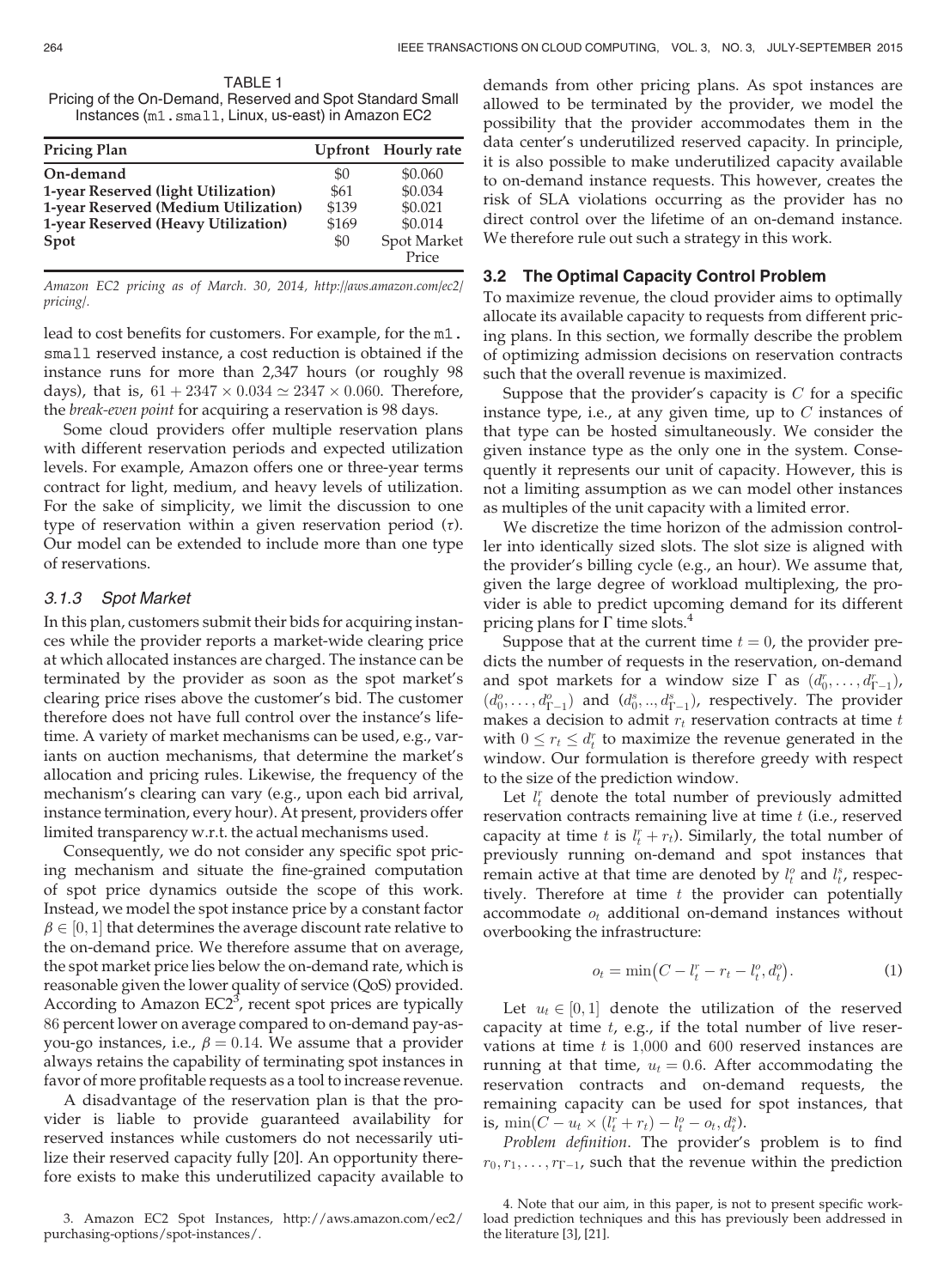TABLE 1
Pricing of the On-Demand, Reserved and Spot Standard Small Instances (m1.small, Linux, us-east) in Amazon EC2

| Pricing Plan | Upfront | Hourly rate |
|---|---|---|
| On-demand | \$0 | \$0.060 |
| 1-year Reserved (light Utilization) | \$61 | \$0.034 |
| 1-year Reserved (Medium Utilization) | \$139 | \$0.021 |
| 1-year Reserved (Heavy Utilization) | \$169 | \$0.014 |
| Spot | \$0 | Spot Market Price |

*Amazon EC2 pricing as of March. 30, 2014, http://aws.amazon.com/ec2/pricing/.*

lead to cost benefits for customers. For example, for the m1.small reserved instance, a cost reduction is obtained if the instance runs for more than 2,347 hours (or roughly 98 days), that is, $61 + 2347 \times 0.034 \simeq 2347 \times 0.060$. Therefore, the *break-even point* for acquiring a reservation is 98 days.

Some cloud providers offer multiple reservation plans with different reservation periods and expected utilization levels. For example, Amazon offers one or three-year terms contract for light, medium, and heavy levels of utilization. For the sake of simplicity, we limit the discussion to one type of reservation within a given reservation period ($\tau$). Our model can be extended to include more than one type of reservations.

### 3.1.3 Spot Market

In this plan, customers submit their bids for acquiring instances while the provider reports a market-wide clearing price at which allocated instances are charged. The instance can be terminated by the provider as soon as the spot market's clearing price rises above the customer's bid. The customer therefore does not have full control over the instance's lifetime. A variety of market mechanisms can be used, e.g., variants on auction mechanisms, that determine the market's allocation and pricing rules. Likewise, the frequency of the mechanism's clearing can vary (e.g., upon each bid arrival, instance termination, every hour). At present, providers offer limited transparency w.r.t. the actual mechanisms used.

Consequently, we do not consider any specific spot pricing mechanism and situate the fine-grained computation of spot price dynamics outside the scope of this work. Instead, we model the spot instance price by a constant factor $\beta \in [0, 1]$ that determines the average discount rate relative to the on-demand price. We therefore assume that on average, the spot market price lies below the on-demand rate, which is reasonable given the lower quality of service (QoS) provided. According to Amazon EC2[3], recent spot prices are typically 86 percent lower on average compared to on-demand pay-as-you-go instances, i.e., $\beta = 0.14$. We assume that a provider always retains the capability of terminating spot instances in favor of more profitable requests as a tool to increase revenue.

A disadvantage of the reservation plan is that the provider is liable to provide guaranteed availability for reserved instances while customers do not necessarily utilize their reserved capacity fully [20]. An opportunity therefore exists to make this underutilized capacity available to demands from other pricing plans. As spot instances are allowed to be terminated by the provider, we model the possibility that the provider accommodates them in the data center's underutilized reserved capacity. In principle, it is also possible to make underutilized capacity available to on-demand instance requests. This however, creates the risk of SLA violations occurring as the provider has no direct control over the lifetime of an on-demand instance. We therefore rule out such a strategy in this work.

## 3.2 The Optimal Capacity Control Problem

To maximize revenue, the cloud provider aims to optimally allocate its available capacity to requests from different pricing plans. In this section, we formally describe the problem of optimizing admission decisions on reservation contracts such that the overall revenue is maximized.

Suppose that the provider's capacity is $C$ for a specific instance type, i.e., at any given time, up to $C$ instances of that type can be hosted simultaneously. We consider the given instance type as the only one in the system. Consequently it represents our unit of capacity. However, this is not a limiting assumption as we can model other instances as multiples of the unit capacity with a limited error.

We discretize the time horizon of the admission controller into identically sized slots. The slot size is aligned with the provider's billing cycle (e.g., an hour). We assume that, given the large degree of workload multiplexing, the provider is able to predict upcoming demand for its different pricing plans for $\Gamma$ time slots.[4]

Suppose that at the current time $t = 0$, the provider predicts the number of requests in the reservation, on-demand and spot markets for a window size $\Gamma$ as $(d_0^r, \ldots, d_{\Gamma-1}^r)$, $(d_0^o, \ldots, d_{\Gamma-1}^o)$ and $(d_0^s, .., d_{\Gamma-1}^s)$, respectively. The provider makes a decision to admit $r_t$ reservation contracts at time $t$ with $0 \leq r_t \leq d_t^r$ to maximize the revenue generated in the window. Our formulation is therefore greedy with respect to the size of the prediction window.

Let $l_t^r$ denote the total number of previously admitted reservation contracts remaining live at time $t$ (i.e., reserved capacity at time $t$ is $l_t^r + r_t$). Similarly, the total number of previously running on-demand and spot instances that remain active at that time are denoted by $l_t^o$ and $l_t^s$, respectively. Therefore at time $t$ the provider can potentially accommodate $o_t$ additional on-demand instances without overbooking the infrastructure:

$$o_t = \min\big(C - l_t^r - r_t - l_t^o, d_t^o\big). \quad (1)$$

Let $u_t \in [0, 1]$ denote the utilization of the reserved capacity at time $t$, e.g., if the total number of live reservations at time $t$ is 1,000 and 600 reserved instances are running at that time, $u_t = 0.6$. After accommodating the reservation contracts and on-demand requests, the remaining capacity can be used for spot instances, that is, $\min(C - u_t \times (l_t^r + r_t) - l_t^o - o_t, d_t^s)$.

*Problem definition*. The provider's problem is to find $r_0, r_1, \ldots, r_{\Gamma-1}$, such that the revenue within the prediction

3. Amazon EC2 Spot Instances, http://aws.amazon.com/ec2/purchasing-options/spot-instances/.

4. Note that our aim, in this paper, is not to present specific workload prediction techniques and this has previously been addressed in the literature [3], [21].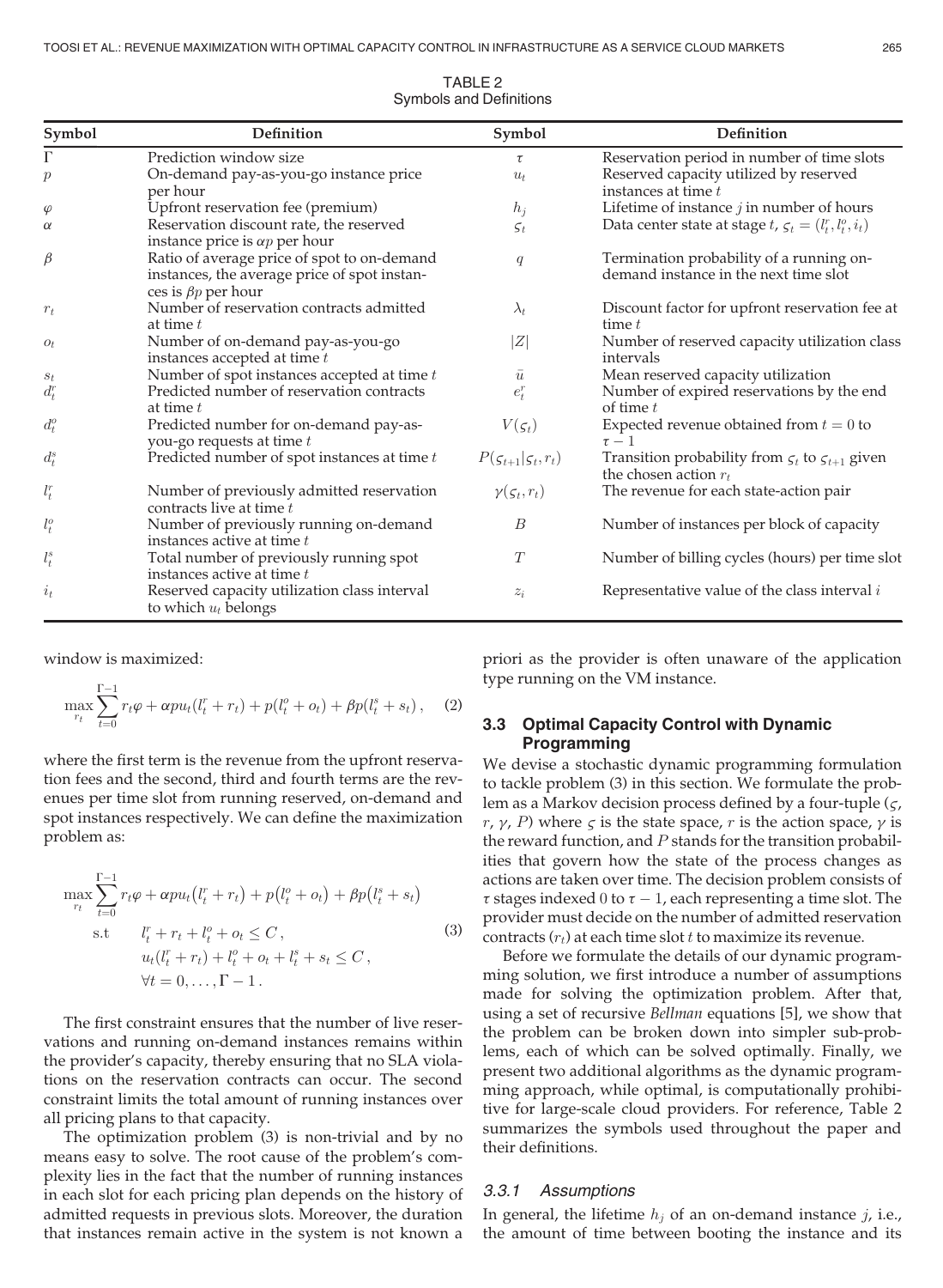TABLE 2
Symbols and Definitions

| Symbol | Definition | Symbol | Definition |
|---|---|---|---|
| $\Gamma$ | Prediction window size | $\tau$ | Reservation period in number of time slots |
| $p$ | On-demand pay-as-you-go instance price per hour | $u_t$ | Reserved capacity utilized by reserved instances at time $t$ |
| $\varphi$ | Upfront reservation fee (premium) | $h_j$ | Lifetime of instance $j$ in number of hours |
| $\alpha$ | Reservation discount rate, the reserved instance price is $\alpha p$ per hour | $\varsigma_t$ | Data center state at stage $t$, $\varsigma_t = (l_t^r, l_t^o, i_t)$ |
| $\beta$ | Ratio of average price of spot to on-demand instances, the average price of spot instances is $\beta p$ per hour | $q$ | Termination probability of a running on-demand instance in the next time slot |
| $r_t$ | Number of reservation contracts admitted at time $t$ | $\lambda_t$ | Discount factor for upfront reservation fee at time $t$ |
| $o_t$ | Number of on-demand pay-as-you-go instances accepted at time $t$ | $\|Z\|$ | Number of reserved capacity utilization class intervals |
| $s_t$ | Number of spot instances accepted at time $t$ | $\bar{u}$ | Mean reserved capacity utilization |
| $d_t^r$ | Predicted number of reservation contracts at time $t$ | $e_t^r$ | Number of expired reservations by the end of time $t$ |
| $d_t^o$ | Predicted number for on-demand pay-as-you-go requests at time $t$ | $V(\varsigma_t)$ | Expected revenue obtained from $t = 0$ to $\tau - 1$ |
| $d_t^s$ | Predicted number of spot instances at time $t$ | $P(\varsigma_{t+1}\|\varsigma_t, r_t)$ | Transition probability from $\varsigma_t$ to $\varsigma_{t+1}$ given the chosen action $r_t$ |
| $l_t^r$ | Number of previously admitted reservation contracts live at time $t$ | $\gamma(\varsigma_t, r_t)$ | The revenue for each state-action pair |
| $l_t^o$ | Number of previously running on-demand instances active at time $t$ | $B$ | Number of instances per block of capacity |
| $l_t^s$ | Total number of previously running spot instances active at time $t$ | $T$ | Number of billing cycles (hours) per time slot |
| $i_t$ | Reserved capacity utilization class interval to which $u_t$ belongs | $z_i$ | Representative value of the class interval $i$ |

window is maximized:

$$\max_{r_t} \sum_{t=0}^{\Gamma-1} r_t\varphi + \alpha p u_t(l_t^r + r_t) + p(l_t^o + o_t) + \beta p(l_t^s + s_t), \quad (2)$$

where the first term is the revenue from the upfront reservation fees and the second, third and fourth terms are the revenues per time slot from running reserved, on-demand and spot instances respectively. We can define the maximization problem as:

$$\begin{aligned}
\max_{r_t} \sum_{t=0}^{\Gamma-1} & r_t\varphi + \alpha p u_t\big(l_t^r + r_t\big) + p\big(l_t^o + o_t\big) + \beta p\big(l_t^s + s_t\big) \\
\text{s.t} \quad & l_t^r + r_t + l_t^o + o_t \leq C, \\
& u_t(l_t^r + r_t) + l_t^o + o_t + l_t^s + s_t \leq C, \\
& \forall t = 0, \ldots, \Gamma - 1.
\end{aligned} \quad (3)$$

The first constraint ensures that the number of live reservations and running on-demand instances remains within the provider's capacity, thereby ensuring that no SLA violations on the reservation contracts can occur. The second constraint limits the total amount of running instances over all pricing plans to that capacity.

The optimization problem (3) is non-trivial and by no means easy to solve. The root cause of the problem's complexity lies in the fact that the number of running instances in each slot for each pricing plan depends on the history of admitted requests in previous slots. Moreover, the duration that instances remain active in the system is not known a priori as the provider is often unaware of the application type running on the VM instance.

### 3.3 Optimal Capacity Control with Dynamic Programming

We devise a stochastic dynamic programming formulation to tackle problem (3) in this section. We formulate the problem as a Markov decision process defined by a four-tuple ($\varsigma$, $r$, $\gamma$, $P$) where $\varsigma$ is the state space, $r$ is the action space, $\gamma$ is the reward function, and $P$ stands for the transition probabilities that govern how the state of the process changes as actions are taken over time. The decision problem consists of $\tau$ stages indexed 0 to $\tau - 1$, each representing a time slot. The provider must decide on the number of admitted reservation contracts ($r_t$) at each time slot $t$ to maximize its revenue.

Before we formulate the details of our dynamic programming solution, we first introduce a number of assumptions made for solving the optimization problem. After that, using a set of recursive *Bellman* equations [5], we show that the problem can be broken down into simpler sub-problems, each of which can be solved optimally. Finally, we present two additional algorithms as the dynamic programming approach, while optimal, is computationally prohibitive for large-scale cloud providers. For reference, Table 2 summarizes the symbols used throughout the paper and their definitions.

#### 3.3.1 Assumptions

In general, the lifetime $h_j$ of an on-demand instance $j$, i.e., the amount of time between booting the instance and its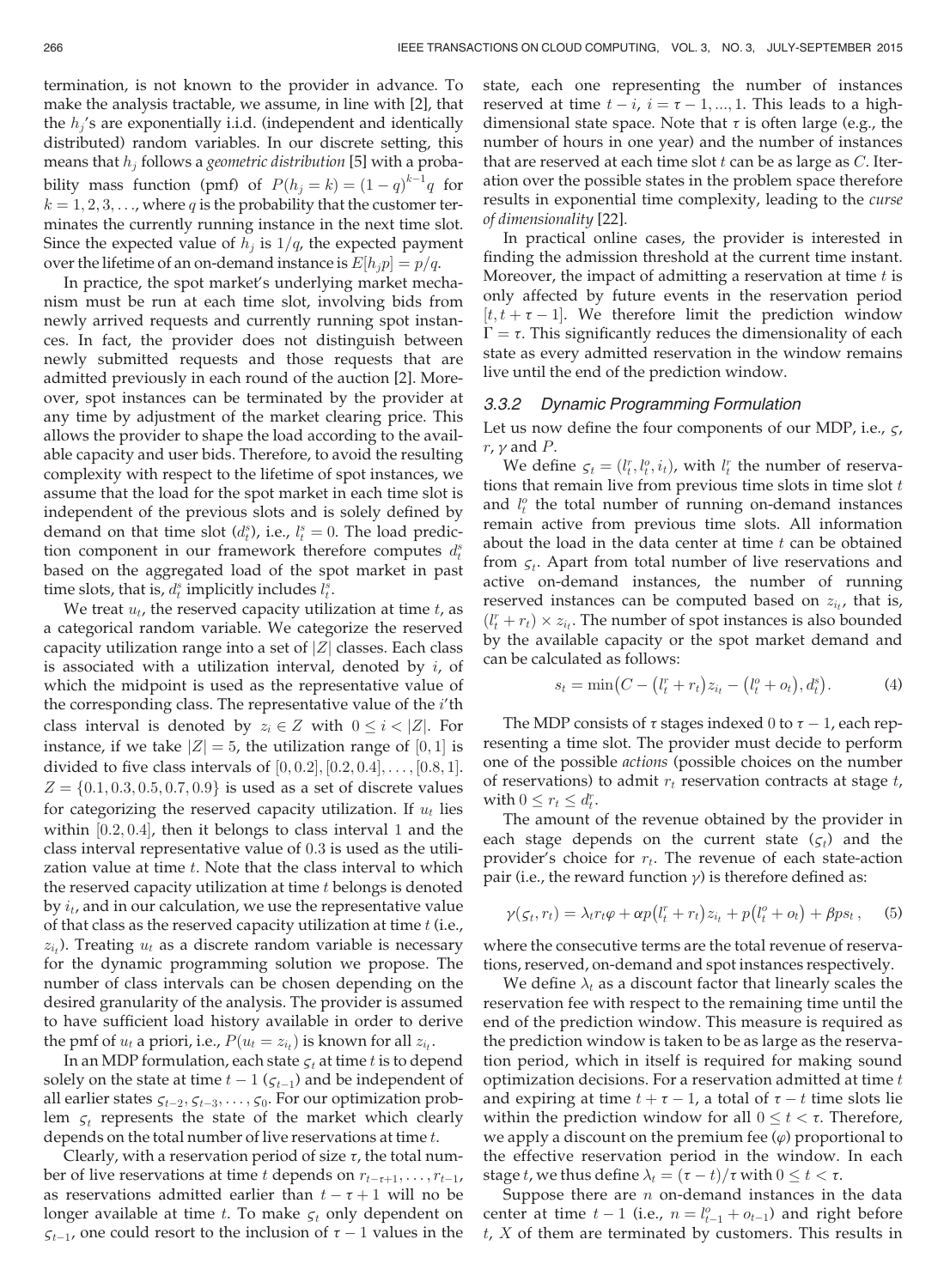termination, is not known to the provider in advance. To make the analysis tractable, we assume, in line with [2], that the $h_j$'s are exponentially i.i.d. (independent and identically distributed) random variables. In our discrete setting, this means that $h_j$ follows a *geometric distribution* [5] with a probability mass function (pmf) of $P(h_j = k) = (1-q)^{k-1}q$ for $k = 1, 2, 3, \ldots$, where $q$ is the probability that the customer terminates the currently running instance in the next time slot. Since the expected value of $h_j$ is $1/q$, the expected payment over the lifetime of an on-demand instance is $E[h_j p] = p/q$.

In practice, the spot market's underlying market mechanism must be run at each time slot, involving bids from newly arrived requests and currently running spot instances. In fact, the provider does not distinguish between newly submitted requests and those requests that are admitted previously in each round of the auction [2]. Moreover, spot instances can be terminated by the provider at any time by adjustment of the market clearing price. This allows the provider to shape the load according to the available capacity and user bids. Therefore, to avoid the resulting complexity with respect to the lifetime of spot instances, we assume that the load for the spot market in each time slot is independent of the previous slots and is solely defined by demand on that time slot ($d_t^s$), i.e., $l_t^s = 0$. The load prediction component in our framework therefore computes $d_t^s$ based on the aggregated load of the spot market in past time slots, that is, $d_t^s$ implicitly includes $l_t^s$.

We treat $u_t$, the reserved capacity utilization at time $t$, as a categorical random variable. We categorize the reserved capacity utilization range into a set of $|Z|$ classes. Each class is associated with a utilization interval, denoted by $i$, of which the midpoint is used as the representative value of the corresponding class. The representative value of the $i$'th class interval is denoted by $z_i \in Z$ with $0 \leq i < |Z|$. For instance, if we take $|Z| = 5$, the utilization range of $[0, 1]$ is divided to five class intervals of $[0, 0.2], [0.2, 0.4], \ldots, [0.8, 1]$. $Z = \{0.1, 0.3, 0.5, 0.7, 0.9\}$ is used as a set of discrete values for categorizing the reserved capacity utilization. If $u_t$ lies within $[0.2, 0.4]$, then it belongs to class interval 1 and the class interval representative value of 0.3 is used as the utilization value at time $t$. Note that the class interval to which the reserved capacity utilization at time $t$ belongs is denoted by $i_t$, and in our calculation, we use the representative value of that class as the reserved capacity utilization at time $t$ (i.e., $z_{i_t}$). Treating $u_t$ as a discrete random variable is necessary for the dynamic programming solution we propose. The number of class intervals can be chosen depending on the desired granularity of the analysis. The provider is assumed to have sufficient load history available in order to derive the pmf of $u_t$ a priori, i.e., $P(u_t = z_{i_t})$ is known for all $z_{i_t}$.

In an MDP formulation, each state $\varsigma_t$ at time $t$ is to depend solely on the state at time $t-1$ ($\varsigma_{t-1}$) and be independent of all earlier states $\varsigma_{t-2}, \varsigma_{t-3}, \ldots, \varsigma_0$. For our optimization problem $\varsigma_t$ represents the state of the market which clearly depends on the total number of live reservations at time $t$.

Clearly, with a reservation period of size $\tau$, the total number of live reservations at time $t$ depends on $r_{t-\tau+1}, \ldots, r_{t-1}$, as reservations admitted earlier than $t - \tau + 1$ will no be longer available at time $t$. To make $\varsigma_t$ only dependent on $\varsigma_{t-1}$, one could resort to the inclusion of $\tau - 1$ values in the state, each one representing the number of instances reserved at time $t - i$, $i = \tau - 1, \ldots, 1$. This leads to a high-dimensional state space. Note that $\tau$ is often large (e.g., the number of hours in one year) and the number of instances that are reserved at each time slot $t$ can be as large as $C$. Iteration over the possible states in the problem space therefore results in exponential time complexity, leading to the *curse of dimensionality* [22].

In practical online cases, the provider is interested in finding the admission threshold at the current time instant. Moreover, the impact of admitting a reservation at time $t$ is only affected by future events in the reservation period $[t, t + \tau - 1]$. We therefore limit the prediction window $\Gamma = \tau$. This significantly reduces the dimensionality of each state as every admitted reservation in the window remains live until the end of the prediction window.

### 3.3.2 Dynamic Programming Formulation

Let us now define the four components of our MDP, i.e., $\varsigma$, $r$, $\gamma$ and $P$.

We define $\varsigma_t = (l_t^r, l_t^o, i_t)$, with $l_t^r$ the number of reservations that remain live from previous time slots in time slot $t$ and $l_t^o$ the total number of running on-demand instances remain active from previous time slots. All information about the load in the data center at time $t$ can be obtained from $\varsigma_t$. Apart from total number of live reservations and active on-demand instances, the number of running reserved instances can be computed based on $z_{i_t}$, that is, $(l_t^r + r_t) \times z_{i_t}$. The number of spot instances is also bounded by the available capacity or the spot market demand and can be calculated as follows:

$$s_t = \min\big(C - (l_t^r + r_t)z_{i_t} - (l_t^o + o_t), d_t^s\big). \tag{4}$$

The MDP consists of $\tau$ stages indexed 0 to $\tau - 1$, each representing a time slot. The provider must decide to perform one of the possible *actions* (possible choices on the number of reservations) to admit $r_t$ reservation contracts at stage $t$, with $0 \leq r_t \leq d_t^r$.

The amount of the revenue obtained by the provider in each stage depends on the current state ($\varsigma_t$) and the provider's choice for $r_t$. The revenue of each state-action pair (i.e., the reward function $\gamma$) is therefore defined as:

$$\gamma(\varsigma_t, r_t) = \lambda_t r_t \varphi + \alpha p (l_t^r + r_t) z_{i_t} + p(l_t^o + o_t) + \beta p s_t, \tag{5}$$

where the consecutive terms are the total revenue of reservations, reserved, on-demand and spot instances respectively.

We define $\lambda_t$ as a discount factor that linearly scales the reservation fee with respect to the remaining time until the end of the prediction window. This measure is required as the prediction window is taken to be as large as the reservation period, which in itself is required for making sound optimization decisions. For a reservation admitted at time $t$ and expiring at time $t + \tau - 1$, a total of $\tau - t$ time slots lie within the prediction window for all $0 \leq t < \tau$. Therefore, we apply a discount on the premium fee ($\varphi$) proportional to the effective reservation period in the window. In each stage $t$, we thus define $\lambda_t = (\tau - t)/\tau$ with $0 \leq t < \tau$.

Suppose there are $n$ on-demand instances in the data center at time $t - 1$ (i.e., $n = l_{t-1}^o + o_{t-1}$) and right before $t$, $X$ of them are terminated by customers. This results in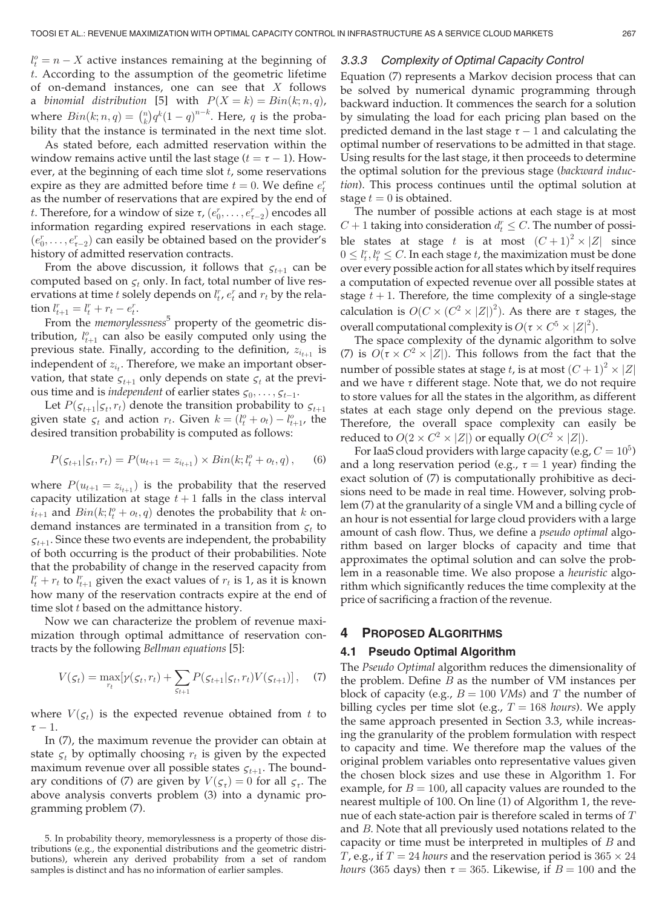$l_t^o = n - X$ active instances remaining at the beginning of $t$. According to the assumption of the geometric lifetime of on-demand instances, one can see that $X$ follows a *binomial distribution* [5] with $P(X = k) = Bin(k; n, q)$, where $Bin(k; n, q) = \binom{n}{k} q^k (1-q)^{n-k}$. Here, $q$ is the probability that the instance is terminated in the next time slot.

As stated before, each admitted reservation within the window remains active until the last stage ($t = \tau - 1$). However, at the beginning of each time slot $t$, some reservations expire as they are admitted before time $t = 0$. We define $e_t^r$ as the number of reservations that are expired by the end of $t$. Therefore, for a window of size $\tau$, $(e_0^r, \ldots, e_{\tau-2}^r)$ encodes all information regarding expired reservations in each stage. $(e_0^r, \ldots, e_{\tau-2}^r)$ can easily be obtained based on the provider's history of admitted reservation contracts.

From the above discussion, it follows that $\varsigma_{t+1}$ can be computed based on $\varsigma_t$ only. In fact, total number of live reservations at time $t$ solely depends on $l_t^r$, $e_t^r$ and $r_t$ by the relation $l_{t+1}^r = l_t^r + r_t - e_t^r$.

From the *memorylessness*[5] property of the geometric distribution, $l_{t+1}^o$ can also be easily computed only using the previous state. Finally, according to the definition, $z_{i_{t+1}}$ is independent of $z_{i_t}$. Therefore, we make an important observation, that state $\varsigma_{t+1}$ only depends on state $\varsigma_t$ at the previous time and is *independent* of earlier states $\varsigma_0, \ldots, \varsigma_{t-1}$.

Let $P(\varsigma_{t+1}|\varsigma_t, r_t)$ denote the transition probability to $\varsigma_{t+1}$ given state $\varsigma_t$ and action $r_t$. Given $k = (l_t^o + o_t) - l_{t+1}^o$, the desired transition probability is computed as follows:

$$P(\varsigma_{t+1}|\varsigma_t, r_t) = P(u_{t+1} = z_{i_{t+1}}) \times Bin(k; l_t^o + o_t, q), \quad (6)$$

where $P(u_{t+1} = z_{i_{t+1}})$ is the probability that the reserved capacity utilization at stage $t+1$ falls in the class interval $i_{t+1}$ and $Bin(k; l_t^o + o_t, q)$ denotes the probability that $k$ on-demand instances are terminated in a transition from $\varsigma_t$ to $\varsigma_{t+1}$. Since these two events are independent, the probability of both occurring is the product of their probabilities. Note that the probability of change in the reserved capacity from $l_t^r + r_t$ to $l_{t+1}^r$ given the exact values of $r_t$ is 1, as it is known how many of the reservation contracts expire at the end of time slot $t$ based on the admittance history.

Now we can characterize the problem of revenue maximization through optimal admittance of reservation contracts by the following *Bellman equations* [5]:

$$V(\varsigma_t) = \max_{r_t} [\gamma(\varsigma_t, r_t) + \sum_{\varsigma_{t+1}} P(\varsigma_{t+1}|\varsigma_t, r_t) V(\varsigma_{t+1})], \quad (7)$$

where $V(\varsigma_t)$ is the expected revenue obtained from $t$ to $\tau - 1$.

In (7), the maximum revenue the provider can obtain at state $\varsigma_t$ by optimally choosing $r_t$ is given by the expected maximum revenue over all possible states $\varsigma_{t+1}$. The boundary conditions of (7) are given by $V(\varsigma_\tau) = 0$ for all $\varsigma_\tau$. The above analysis converts problem (3) into a dynamic programming problem (7).

5. In probability theory, memorylessness is a property of those distributions (e.g., the exponential distributions and the geometric distributions), wherein any derived probability from a set of random samples is distinct and has no information of earlier samples.

### 3.3.3 Complexity of Optimal Capacity Control

Equation (7) represents a Markov decision process that can be solved by numerical dynamic programming through backward induction. It commences the search for a solution by simulating the load for each pricing plan based on the predicted demand in the last stage $\tau - 1$ and calculating the optimal number of reservations to be admitted in that stage. Using results for the last stage, it then proceeds to determine the optimal solution for the previous stage (*backward induction*). This process continues until the optimal solution at stage $t = 0$ is obtained.

The number of possible actions at each stage is at most $C + 1$ taking into consideration $d_t^r \leq C$. The number of possible states at stage $t$ is at most $(C+1)^2 \times |Z|$ since $0 \leq l_t^r, l_t^o \leq C$. In each stage $t$, the maximization must be done over every possible action for all states which by itself requires a computation of expected revenue over all possible states at stage $t+1$. Therefore, the time complexity of a single-stage calculation is $O(C \times (C^2 \times |Z|)^2)$. As there are $\tau$ stages, the overall computational complexity is $O(\tau \times C^5 \times |Z|^2)$.

The space complexity of the dynamic algorithm to solve (7) is $O(\tau \times C^2 \times |Z|)$. This follows from the fact that the number of possible states at stage $t$, is at most $(C+1)^2 \times |Z|$ and we have $\tau$ different stage. Note that, we do not require to store values for all the states in the algorithm, as different states at each stage only depend on the previous stage. Therefore, the overall space complexity can easily be reduced to $O(2 \times C^2 \times |Z|)$ or equally $O(C^2 \times |Z|)$.

For IaaS cloud providers with large capacity (e.g, $C = 10^5$) and a long reservation period (e.g., $\tau = 1$ year) finding the exact solution of (7) is computationally prohibitive as decisions need to be made in real time. However, solving problem (7) at the granularity of a single VM and a billing cycle of an hour is not essential for large cloud providers with a large amount of cash flow. Thus, we define a *pseudo optimal* algorithm based on larger blocks of capacity and time that approximates the optimal solution and can solve the problem in a reasonable time. We also propose a *heuristic* algorithm which significantly reduces the time complexity at the price of sacrificing a fraction of the revenue.

## 4 Proposed Algorithms

### 4.1 Pseudo Optimal Algorithm

The *Pseudo Optimal* algorithm reduces the dimensionality of the problem. Define $B$ as the number of VM instances per block of capacity (e.g., $B = 100$ *VMs*) and $T$ the number of billing cycles per time slot (e.g., $T = 168$ *hours*). We apply the same approach presented in Section 3.3, while increasing the granularity of the problem formulation with respect to capacity and time. We therefore map the values of the original problem variables onto representative values given the chosen block sizes and use these in Algorithm 1. For example, for $B = 100$, all capacity values are rounded to the nearest multiple of 100. On line (1) of Algorithm 1, the revenue of each state-action pair is therefore scaled in terms of $T$ and $B$. Note that all previously used notations related to the capacity or time must be interpreted in multiples of $B$ and $T$, e.g., if $T = 24$ *hours* and the reservation period is $365 \times 24$ *hours* (365 days) then $\tau = 365$. Likewise, if $B = 100$ and the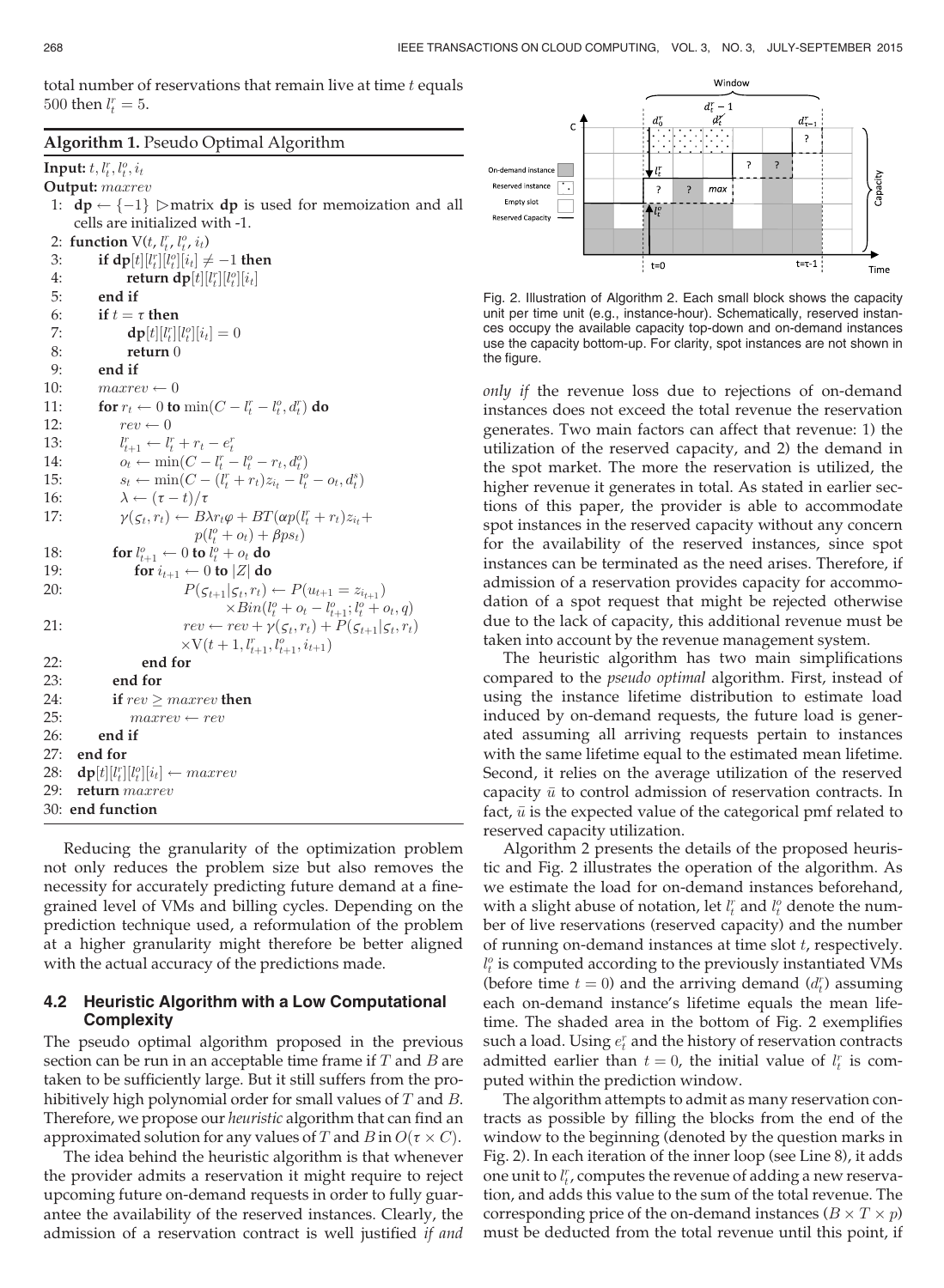total number of reservations that remain live at time $t$ equals 500 then $l_t^r = 5$.

**Algorithm 1.** Pseudo Optimal Algorithm

```
Input: t, l_t^r, l_t^o, i_t
Output: maxrev
 1: dp ← {−1}  ▷matrix dp is used for memoization and all
    cells are initialized with -1.
 2: function V(t, l_t^r, l_t^o, i_t)
 3:     if dp[t][l_t^r][l_t^o][i_t] ≠ −1 then
 4:         return dp[t][l_t^r][l_t^o][i_t]
 5:     end if
 6:     if t = τ then
 7:         dp[t][l_t^r][l_t^o][i_t] = 0
 8:         return 0
 9:     end if
10:     maxrev ← 0
11:     for r_t ← 0 to min(C − l_t^r − l_t^o, d_t^r) do
12:         rev ← 0
13:         l_{t+1}^r ← l_t^r + r_t − e_t^r
14:         o_t ← min(C − l_t^r − l_t^o − r_t, d_t^o)
15:         s_t ← min(C − (l_t^r + r_t)z_{i_t} − l_t^o − o_t, d_t^s)
16:         λ ← (τ − t)/τ
17:         γ(ς_t, r_t) ← Bλr_tφ + BT(αp(l_t^r + r_t)z_{i_t} +
                          p(l_t^o + o_t)) + βps_t)
18:         for l_{t+1}^o ← 0 to l_t^o + o_t do
19:             for i_{t+1} ← 0 to |Z| do
20:                 P(ς_{t+1}|ς_t, r_t) ← P(u_{t+1} = z_{i_{t+1}})
                        ×Bin(l_t^o + o_t − l_{t+1}^o; l_t^o + o_t, q)
21:                 rev ← rev + γ(ς_t, r_t) + P(ς_{t+1}|ς_t, r_t)
                        ×V(t + 1, l_{t+1}^r, l_{t+1}^o, i_{t+1})
22:             end for
23:         end for
24:         if rev ≥ maxrev then
25:             maxrev ← rev
26:         end if
27:     end for
28:     dp[t][l_t^r][l_t^o][i_t] ← maxrev
29:     return maxrev
30: end function
```

Reducing the granularity of the optimization problem not only reduces the problem size but also removes the necessity for accurately predicting future demand at a fine-grained level of VMs and billing cycles. Depending on the prediction technique used, a reformulation of the problem at a higher granularity might therefore be better aligned with the actual accuracy of the predictions made.

### 4.2 Heuristic Algorithm with a Low Computational Complexity

The pseudo optimal algorithm proposed in the previous section can be run in an acceptable time frame if $T$ and $B$ are taken to be sufficiently large. But it still suffers from the prohibitively high polynomial order for small values of $T$ and $B$. Therefore, we propose our *heuristic* algorithm that can find an approximated solution for any values of $T$ and $B$ in $O(\tau \times C)$.

The idea behind the heuristic algorithm is that whenever the provider admits a reservation it might require to reject upcoming future on-demand requests in order to fully guarantee the availability of the reserved instances. Clearly, the admission of a reservation contract is well justified *if and only if* the revenue loss due to rejections of on-demand instances does not exceed the total revenue the reservation generates. Two main factors can affect that revenue: 1) the utilization of the reserved capacity, and 2) the demand in the spot market. The more the reservation is utilized, the higher revenue it generates in total. As stated in earlier sections of this paper, the provider is able to accommodate spot instances in the reserved capacity without any concern for the availability of the reserved instances, since spot instances can be terminated as the need arises. Therefore, if admission of a reservation provides capacity for accommodation of a spot request that might be rejected otherwise due to the lack of capacity, this additional revenue must be taken into account by the revenue management system.

Fig. 2. Illustration of Algorithm 2. Each small block shows the capacity unit per time unit (e.g., instance-hour). Schematically, reserved instances occupy the available capacity top-down and on-demand instances use the capacity bottom-up. For clarity, spot instances are not shown in the figure.

The heuristic algorithm has two main simplifications compared to the *pseudo optimal* algorithm. First, instead of using the instance lifetime distribution to estimate load induced by on-demand requests, the future load is generated assuming all arriving requests pertain to instances with the same lifetime equal to the estimated mean lifetime. Second, it relies on the average utilization of the reserved capacity $\bar{u}$ to control admission of reservation contracts. In fact, $\bar{u}$ is the expected value of the categorical pmf related to reserved capacity utilization.

Algorithm 2 presents the details of the proposed heuristic and Fig. 2 illustrates the operation of the algorithm. As we estimate the load for on-demand instances beforehand, with a slight abuse of notation, let $l_t^r$ and $l_t^o$ denote the number of live reservations (reserved capacity) and the number of running on-demand instances at time slot $t$, respectively. $l_t^o$ is computed according to the previously instantiated VMs (before time $t = 0$) and the arriving demand ($d_t^r$) assuming each on-demand instance's lifetime equals the mean lifetime. The shaded area in the bottom of Fig. 2 exemplifies such a load. Using $e_t^r$ and the history of reservation contracts admitted earlier than $t = 0$, the initial value of $l_t^r$ is computed within the prediction window.

The algorithm attempts to admit as many reservation contracts as possible by filling the blocks from the end of the window to the beginning (denoted by the question marks in Fig. 2). In each iteration of the inner loop (see Line 8), it adds one unit to $l_t^r$, computes the revenue of adding a new reservation, and adds this value to the sum of the total revenue. The corresponding price of the on-demand instances ($B \times T \times p$) must be deducted from the total revenue until this point, if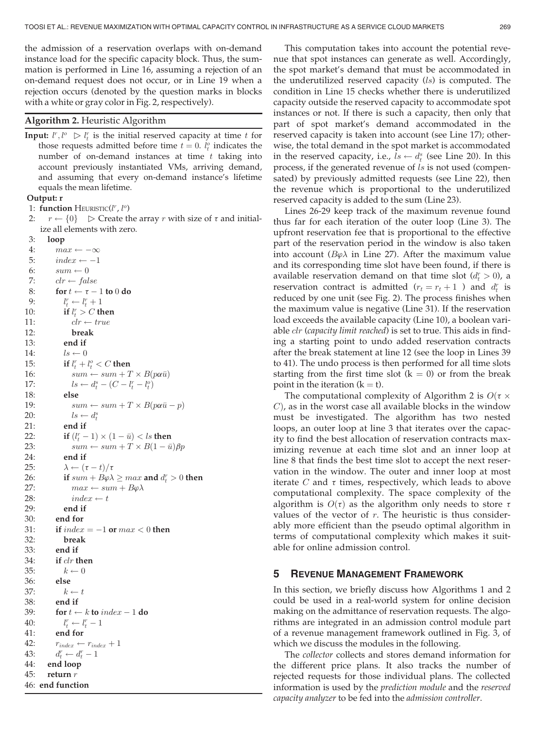the admission of a reservation overlaps with on-demand instance load for the specific capacity block. Thus, the summation is performed in Line 16, assuming a rejection of an on-demand request does not occur, or in Line 19 when a rejection occurs (denoted by the question marks in blocks with a white or gray color in Fig. 2, respectively).

**Algorithm 2.** Heuristic Algorithm

**Input:** $l^r, l^o$ ▷ $l^r_t$ is the initial reserved capacity at time $t$ for those requests admitted before time $t = 0$. $l^o_t$ indicates the number of on-demand instances at time $t$ taking into account previously instantiated VMs, arriving demand, and assuming that every on-demand instance's lifetime equals the mean lifetime.

**Output: r**

```
1: function HEURISTIC(l^r, l^o)
2:   r ← {0}   ▷ Create the array r with size of τ and initialize all elements with zero.
3:   loop
4:     max ← −∞
5:     index ← −1
6:     sum ← 0
7:     clr ← false
8:     for t ← τ − 1 to 0 do
9:       l^r_t ← l^r_t + 1
10:      if l^r_t > C then
11:        clr ← true
12:        break
13:      end if
14:      ls ← 0
15:      if l^r_t + l^o_t < C then
16:        sum ← sum + T × B(pαū)
17:        ls ← d^s_t − (C − l^r_t − l^o_t)
18:      else
19:        sum ← sum + T × B(pαū − p)
20:        ls ← d^s_t
21:      end if
22:      if (l^r_t − 1) × (1 − ū) < ls then
23:        sum ← sum + T × B(1 − ū)βp
24:      end if
25:      λ ← (τ − t)/τ
26:      if sum + Bφλ ≥ max and d^r_t > 0 then
27:        max ← sum + Bφλ
28:        index ← t
29:      end if
30:    end for
31:    if index = −1 or max < 0 then
32:      break
33:    end if
34:    if clr then
35:      k ← 0
36:    else
37:      k ← t
38:    end if
39:    for t ← k to index − 1 do
40:      l^r_t ← l^r_t − 1
41:    end for
42:    r_index ← r_index + 1
43:    d^r_t ← d^r_t − 1
44:  end loop
45:  return r
46: end function
```

This computation takes into account the potential revenue that spot instances can generate as well. Accordingly, the spot market's demand that must be accommodated in the underutilized reserved capacity ($ls$) is computed. The condition in Line 15 checks whether there is underutilized capacity outside the reserved capacity to accommodate spot instances or not. If there is such a capacity, then only that part of spot market's demand accommodated in the reserved capacity is taken into account (see Line 17); otherwise, the total demand in the spot market is accommodated in the reserved capacity, i.e., $ls \leftarrow d^s_t$ (see Line 20). In this process, if the generated revenue of $ls$ is not used (compensated) by previously admitted requests (see Line 22), then the revenue which is proportional to the underutilized reserved capacity is added to the sum (Line 23).

Lines 26-29 keep track of the maximum revenue found thus far for each iteration of the outer loop (Line 3). The upfront reservation fee that is proportional to the effective part of the reservation period in the window is also taken into account ($B\varphi\lambda$ in Line 27). After the maximum value and its corresponding time slot have been found, if there is available reservation demand on that time slot ($d^r_t > 0$), a reservation contract is admitted ($r_t = r_t + 1$ ) and $d^r_t$ is reduced by one unit (see Fig. 2). The process finishes when the maximum value is negative (Line 31). If the reservation load exceeds the available capacity (Line 10), a boolean variable $clr$ (*capacity limit reached*) is set to true. This aids in finding a starting point to undo added reservation contracts after the break statement at line 12 (see the loop in Lines 39 to 41). The undo process is then performed for all time slots starting from the first time slot (k = 0) or from the break point in the iteration (k = t).

The computational complexity of Algorithm 2 is $O(\tau \times C)$, as in the worst case all available blocks in the window must be investigated. The algorithm has two nested loops, an outer loop at line 3 that iterates over the capacity to find the best allocation of reservation contracts maximizing revenue at each time slot and an inner loop at line 8 that finds the best time slot to accept the next reservation in the window. The outer and inner loop at most iterate $C$ and $\tau$ times, respectively, which leads to above computational complexity. The space complexity of the algorithm is $O(\tau)$ as the algorithm only needs to store $\tau$ values of the vector of $r$. The heuristic is thus considerably more efficient than the pseudo optimal algorithm in terms of computational complexity which makes it suitable for online admission control.

## 5 Revenue Management Framework

In this section, we briefly discuss how Algorithms 1 and 2 could be used in a real-world system for online decision making on the admittance of reservation requests. The algorithms are integrated in an admission control module part of a revenue management framework outlined in Fig. 3, of which we discuss the modules in the following.

The *collector* collects and stores demand information for the different price plans. It also tracks the number of rejected requests for those individual plans. The collected information is used by the *prediction module* and the *reserved capacity analyzer* to be fed into the *admission controller*.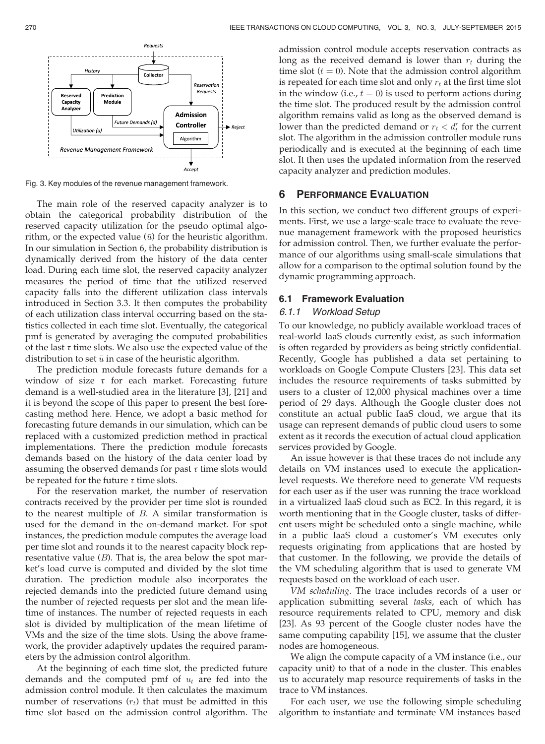Fig. 3. Key modules of the revenue management framework.

The main role of the reserved capacity analyzer is to obtain the categorical probability distribution of the reserved capacity utilization for the pseudo optimal algorithm, or the expected value ($\bar{u}$) for the heuristic algorithm. In our simulation in Section 6, the probability distribution is dynamically derived from the history of the data center load. During each time slot, the reserved capacity analyzer measures the period of time that the utilized reserved capacity falls into the different utilization class intervals introduced in Section 3.3. It then computes the probability of each utilization class interval occurring based on the statistics collected in each time slot. Eventually, the categorical pmf is generated by averaging the computed probabilities of the last $\tau$ time slots. We also use the expected value of the distribution to set $\bar{u}$ in case of the heuristic algorithm.

The prediction module forecasts future demands for a window of size $\tau$ for each market. Forecasting future demand is a well-studied area in the literature [3], [21] and it is beyond the scope of this paper to present the best forecasting method here. Hence, we adopt a basic method for forecasting future demands in our simulation, which can be replaced with a customized prediction method in practical implementations. There the prediction module forecasts demands based on the history of the data center load by assuming the observed demands for past $\tau$ time slots would be repeated for the future $\tau$ time slots.

For the reservation market, the number of reservation contracts received by the provider per time slot is rounded to the nearest multiple of $B$. A similar transformation is used for the demand in the on-demand market. For spot instances, the prediction module computes the average load per time slot and rounds it to the nearest capacity block representative value ($B$). That is, the area below the spot market's load curve is computed and divided by the slot time duration. The prediction module also incorporates the rejected demands into the predicted future demand using the number of rejected requests per slot and the mean lifetime of instances. The number of rejected requests in each slot is divided by multiplication of the mean lifetime of VMs and the size of the time slots. Using the above framework, the provider adaptively updates the required parameters by the admission control algorithm.

At the beginning of each time slot, the predicted future demands and the computed pmf of $u_t$ are fed into the admission control module. It then calculates the maximum number of reservations ($r_t$) that must be admitted in this time slot based on the admission control algorithm. The admission control module accepts reservation contracts as long as the received demand is lower than $r_t$ during the time slot ($t = 0$). Note that the admission control algorithm is repeated for each time slot and only $r_t$ at the first time slot in the window (i.e., $t = 0$) is used to perform actions during the time slot. The produced result by the admission control algorithm remains valid as long as the observed demand is lower than the predicted demand or $r_t < d_t^r$ for the current slot. The algorithm in the admission controller module runs periodically and is executed at the beginning of each time slot. It then uses the updated information from the reserved capacity analyzer and prediction modules.

## 6 Performance Evaluation

In this section, we conduct two different groups of experiments. First, we use a large-scale trace to evaluate the revenue management framework with the proposed heuristics for admission control. Then, we further evaluate the performance of our algorithms using small-scale simulations that allow for a comparison to the optimal solution found by the dynamic programming approach.

### 6.1 Framework Evaluation

#### 6.1.1 Workload Setup

To our knowledge, no publicly available workload traces of real-world IaaS clouds currently exist, as such information is often regarded by providers as being strictly confidential. Recently, Google has published a data set pertaining to workloads on Google Compute Clusters [23]. This data set includes the resource requirements of tasks submitted by users to a cluster of 12,000 physical machines over a time period of 29 days. Although the Google cluster does not constitute an actual public IaaS cloud, we argue that its usage can represent demands of public cloud users to some extent as it records the execution of actual cloud application services provided by Google.

An issue however is that these traces do not include any details on VM instances used to execute the application-level requests. We therefore need to generate VM requests for each user as if the user was running the trace workload in a virtualized IaaS cloud such as EC2. In this regard, it is worth mentioning that in the Google cluster, tasks of different users might be scheduled onto a single machine, while in a public IaaS cloud a customer's VM executes only requests originating from applications that are hosted by that customer. In the following, we provide the details of the VM scheduling algorithm that is used to generate VM requests based on the workload of each user.

*VM scheduling.* The trace includes records of a user or application submitting several *tasks*, each of which has resource requirements related to CPU, memory and disk [23]. As 93 percent of the Google cluster nodes have the same computing capability [15], we assume that the cluster nodes are homogeneous.

We align the compute capacity of a VM instance (i.e., our capacity unit) to that of a node in the cluster. This enables us to accurately map resource requirements of tasks in the trace to VM instances.

For each user, we use the following simple scheduling algorithm to instantiate and terminate VM instances based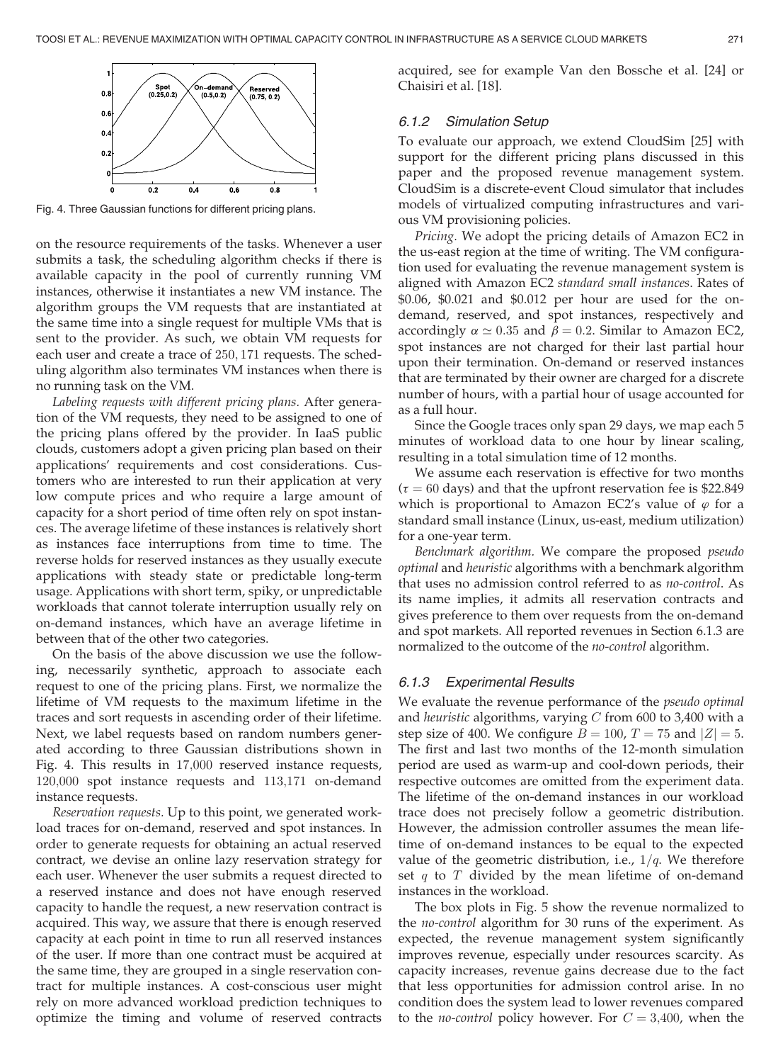Spot
(0.25,0.2)

On–demand
(0.5,0.2)

Reserved
(0.75, 0.2)

1

0.8

0.6

0.4

0.2

0

0

0.2

0.4

0.6

0.8

1

Fig. 4. Three Gaussian functions for different pricing plans.

on the resource requirements of the tasks. Whenever a user submits a task, the scheduling algorithm checks if there is available capacity in the pool of currently running VM instances, otherwise it instantiates a new VM instance. The algorithm groups the VM requests that are instantiated at the same time into a single request for multiple VMs that is sent to the provider. As such, we obtain VM requests for each user and create a trace of $250,171$ requests. The scheduling algorithm also terminates VM instances when there is no running task on the VM.

*Labeling requests with different pricing plans.* After generation of the VM requests, they need to be assigned to one of the pricing plans offered by the provider. In IaaS public clouds, customers adopt a given pricing plan based on their applications' requirements and cost considerations. Customers who are interested to run their application at very low compute prices and who require a large amount of capacity for a short period of time often rely on spot instances. The average lifetime of these instances is relatively short as instances face interruptions from time to time. The reverse holds for reserved instances as they usually execute applications with steady state or predictable long-term usage. Applications with short term, spiky, or unpredictable workloads that cannot tolerate interruption usually rely on on-demand instances, which have an average lifetime in between that of the other two categories.

On the basis of the above discussion we use the following, necessarily synthetic, approach to associate each request to one of the pricing plans. First, we normalize the lifetime of VM requests to the maximum lifetime in the traces and sort requests in ascending order of their lifetime. Next, we label requests based on random numbers generated according to three Gaussian distributions shown in Fig. 4. This results in $17,000$ reserved instance requests, $120,000$ spot instance requests and $113,171$ on-demand instance requests.

*Reservation requests.* Up to this point, we generated workload traces for on-demand, reserved and spot instances. In order to generate requests for obtaining an actual reserved contract, we devise an online lazy reservation strategy for each user. Whenever the user submits a request directed to a reserved instance and does not have enough reserved capacity to handle the request, a new reservation contract is acquired. This way, we assure that there is enough reserved capacity at each point in time to run all reserved instances of the user. If more than one contract must be acquired at the same time, they are grouped in a single reservation contract for multiple instances. A cost-conscious user might rely on more advanced workload prediction techniques to optimize the timing and volume of reserved contracts acquired, see for example Van den Bossche et al. [24] or Chaisiri et al. [18].

#### 6.1.2 Simulation Setup

To evaluate our approach, we extend CloudSim [25] with support for the different pricing plans discussed in this paper and the proposed revenue management system. CloudSim is a discrete-event Cloud simulator that includes models of virtualized computing infrastructures and various VM provisioning policies.

*Pricing.* We adopt the pricing details of Amazon EC2 in the us-east region at the time of writing. The VM configuration used for evaluating the revenue management system is aligned with Amazon EC2 *standard small instances*. Rates of \$0.06, \$0.021 and \$0.012 per hour are used for the on-demand, reserved, and spot instances, respectively and accordingly $\alpha \simeq 0.35$ and $\beta = 0.2$. Similar to Amazon EC2, spot instances are not charged for their last partial hour upon their termination. On-demand or reserved instances that are terminated by their owner are charged for a discrete number of hours, with a partial hour of usage accounted for as a full hour.

Since the Google traces only span 29 days, we map each 5 minutes of workload data to one hour by linear scaling, resulting in a total simulation time of 12 months.

We assume each reservation is effective for two months ($\tau = 60$ days) and that the upfront reservation fee is \$22.849 which is proportional to Amazon EC2's value of $\varphi$ for a standard small instance (Linux, us-east, medium utilization) for a one-year term.

*Benchmark algorithm.* We compare the proposed *pseudo optimal* and *heuristic* algorithms with a benchmark algorithm that uses no admission control referred to as *no-control*. As its name implies, it admits all reservation contracts and gives preference to them over requests from the on-demand and spot markets. All reported revenues in Section 6.1.3 are normalized to the outcome of the *no-control* algorithm.

#### 6.1.3 Experimental Results

We evaluate the revenue performance of the *pseudo optimal* and *heuristic* algorithms, varying $C$ from 600 to 3,400 with a step size of 400. We configure $B = 100$, $T = 75$ and $|Z| = 5$. The first and last two months of the 12-month simulation period are used as warm-up and cool-down periods, their respective outcomes are omitted from the experiment data. The lifetime of the on-demand instances in our workload trace does not precisely follow a geometric distribution. However, the admission controller assumes the mean lifetime of on-demand instances to be equal to the expected value of the geometric distribution, i.e., $1/q$. We therefore set $q$ to $T$ divided by the mean lifetime of on-demand instances in the workload.

The box plots in Fig. 5 show the revenue normalized to the *no-control* algorithm for 30 runs of the experiment. As expected, the revenue management system significantly improves revenue, especially under resources scarcity. As capacity increases, revenue gains decrease due to the fact that less opportunities for admission control arise. In no condition does the system lead to lower revenues compared to the *no-control* policy however. For $C = 3,400$, when the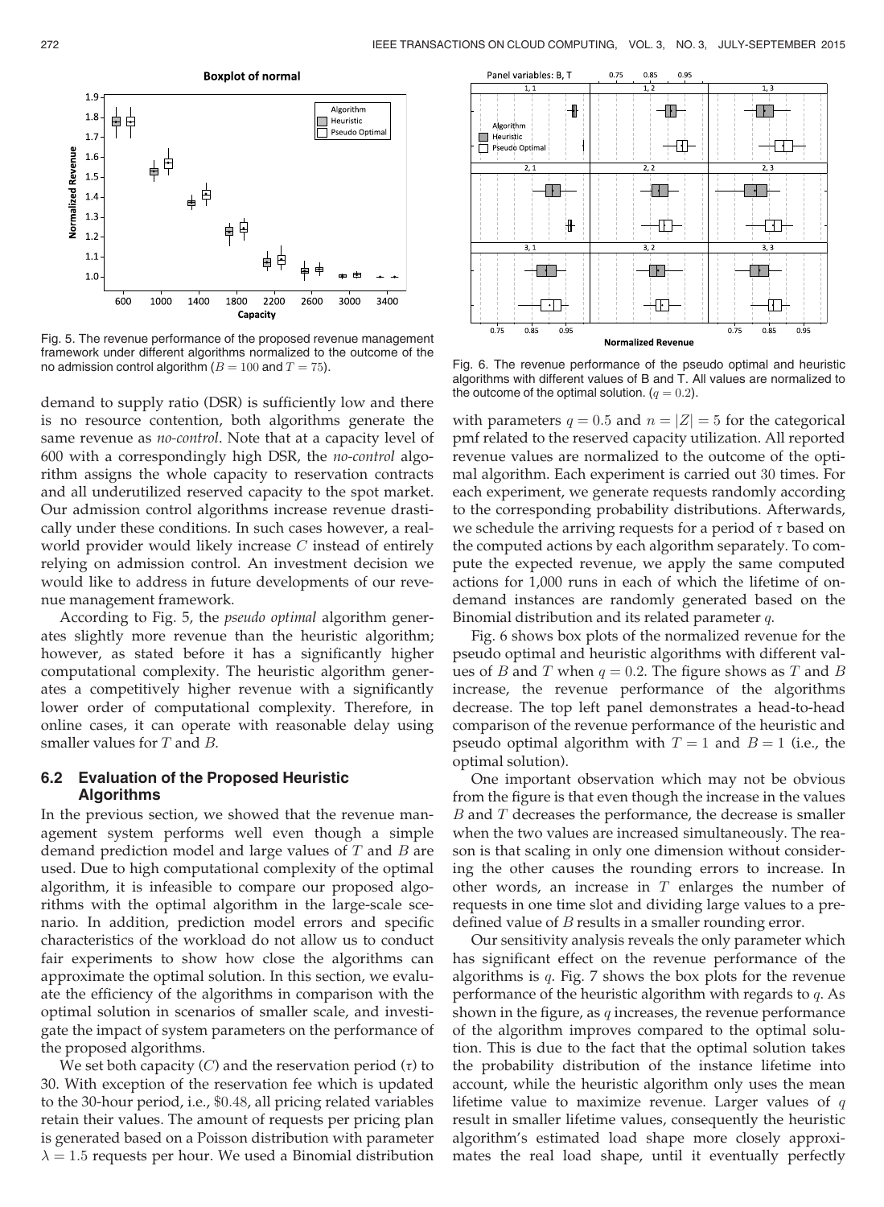Fig. 5. The revenue performance of the proposed revenue management framework under different algorithms normalized to the outcome of the no admission control algorithm ($B = 100$ and $T = 75$).

demand to supply ratio (DSR) is sufficiently low and there is no resource contention, both algorithms generate the same revenue as *no-control*. Note that at a capacity level of 600 with a correspondingly high DSR, the *no-control* algorithm assigns the whole capacity to reservation contracts and all underutilized reserved capacity to the spot market. Our admission control algorithms increase revenue drastically under these conditions. In such cases however, a real-world provider would likely increase $C$ instead of entirely relying on admission control. An investment decision we would like to address in future developments of our revenue management framework.

According to Fig. 5, the *pseudo optimal* algorithm generates slightly more revenue than the heuristic algorithm; however, as stated before it has a significantly higher computational complexity. The heuristic algorithm generates a competitively higher revenue with a significantly lower order of computational complexity. Therefore, in online cases, it can operate with reasonable delay using smaller values for $T$ and $B$.

### 6.2 Evaluation of the Proposed Heuristic Algorithms

In the previous section, we showed that the revenue management system performs well even though a simple demand prediction model and large values of $T$ and $B$ are used. Due to high computational complexity of the optimal algorithm, it is infeasible to compare our proposed algorithms with the optimal algorithm in the large-scale scenario. In addition, prediction model errors and specific characteristics of the workload do not allow us to conduct fair experiments to show how close the algorithms can approximate the optimal solution. In this section, we evaluate the efficiency of the algorithms in comparison with the optimal solution in scenarios of smaller scale, and investigate the impact of system parameters on the performance of the proposed algorithms.

We set both capacity ($C$) and the reservation period ($\tau$) to 30. With exception of the reservation fee which is updated to the 30-hour period, i.e., \$0.48, all pricing related variables retain their values. The amount of requests per pricing plan is generated based on a Poisson distribution with parameter $\lambda = 1.5$ requests per hour. We used a Binomial distribution with parameters $q = 0.5$ and $n = |Z| = 5$ for the categorical pmf related to the reserved capacity utilization. All reported revenue values are normalized to the outcome of the optimal algorithm. Each experiment is carried out 30 times. For each experiment, we generate requests randomly according to the corresponding probability distributions. Afterwards, we schedule the arriving requests for a period of $\tau$ based on the computed actions by each algorithm separately. To compute the expected revenue, we apply the same computed actions for 1,000 runs in each of which the lifetime of on-demand instances are randomly generated based on the Binomial distribution and its related parameter $q$.

Fig. 6. The revenue performance of the pseudo optimal and heuristic algorithms with different values of B and T. All values are normalized to the outcome of the optimal solution. ($q = 0.2$).

Fig. 6 shows box plots of the normalized revenue for the pseudo optimal and heuristic algorithms with different values of $B$ and $T$ when $q = 0.2$. The figure shows as $T$ and $B$ increase, the revenue performance of the algorithms decrease. The top left panel demonstrates a head-to-head comparison of the revenue performance of the heuristic and pseudo optimal algorithm with $T = 1$ and $B = 1$ (i.e., the optimal solution).

One important observation which may not be obvious from the figure is that even though the increase in the values $B$ and $T$ decreases the performance, the decrease is smaller when the two values are increased simultaneously. The reason is that scaling in only one dimension without considering the other causes the rounding errors to increase. In other words, an increase in $T$ enlarges the number of requests in one time slot and dividing large values to a predefined value of $B$ results in a smaller rounding error.

Our sensitivity analysis reveals the only parameter which has significant effect on the revenue performance of the algorithms is $q$. Fig. 7 shows the box plots for the revenue performance of the heuristic algorithm with regards to $q$. As shown in the figure, as $q$ increases, the revenue performance of the algorithm improves compared to the optimal solution. This is due to the fact that the optimal solution takes the probability distribution of the instance lifetime into account, while the heuristic algorithm only uses the mean lifetime value to maximize revenue. Larger values of $q$ result in smaller lifetime values, consequently the heuristic algorithm's estimated load shape more closely approximates the real load shape, until it eventually perfectly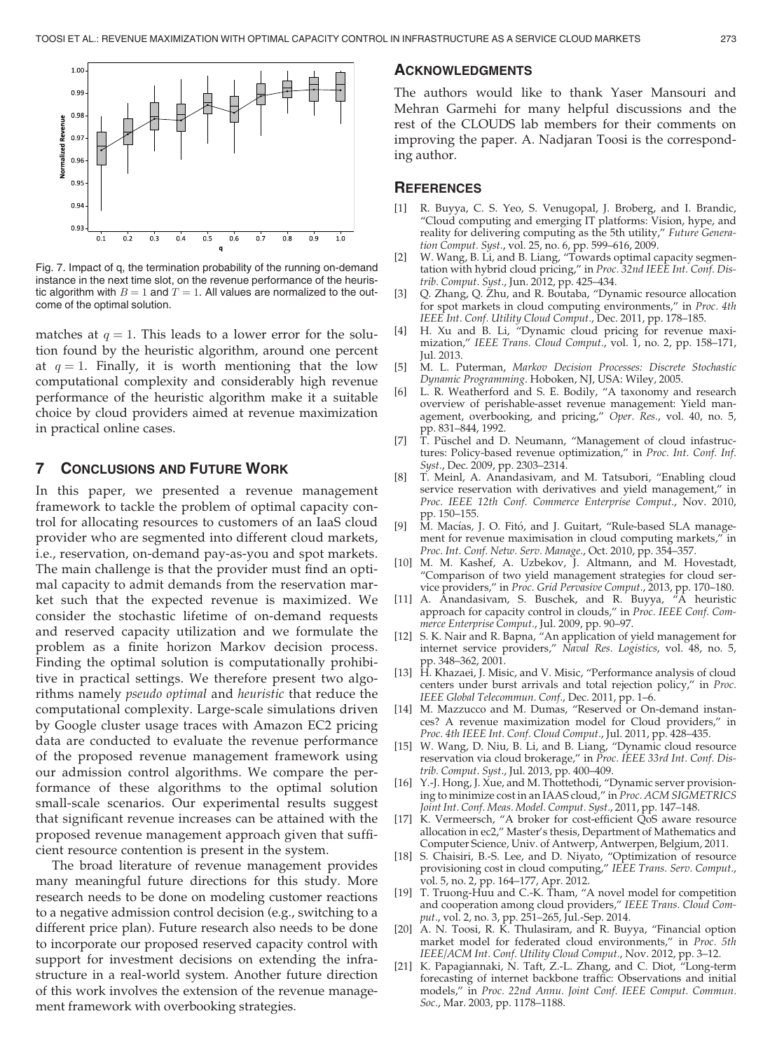Fig. 7. Impact of q, the termination probability of the running on-demand instance in the next time slot, on the revenue performance of the heuristic algorithm with $B = 1$ and $T = 1$. All values are normalized to the outcome of the optimal solution.

matches at $q = 1$. This leads to a lower error for the solution found by the heuristic algorithm, around one percent at $q = 1$. Finally, it is worth mentioning that the low computational complexity and considerably high revenue performance of the heuristic algorithm make it a suitable choice by cloud providers aimed at revenue maximization in practical online cases.

## 7 Conclusions and Future Work

In this paper, we presented a revenue management framework to tackle the problem of optimal capacity control for allocating resources to customers of an IaaS cloud provider who are segmented into different cloud markets, i.e., reservation, on-demand pay-as-you and spot markets. The main challenge is that the provider must find an optimal capacity to admit demands from the reservation market such that the expected revenue is maximized. We consider the stochastic lifetime of on-demand requests and reserved capacity utilization and we formulate the problem as a finite horizon Markov decision process. Finding the optimal solution is computationally prohibitive in practical settings. We therefore present two algorithms namely *pseudo optimal* and *heuristic* that reduce the computational complexity. Large-scale simulations driven by Google cluster usage traces with Amazon EC2 pricing data are conducted to evaluate the revenue performance of the proposed revenue management framework using our admission control algorithms. We compare the performance of these algorithms to the optimal solution small-scale scenarios. Our experimental results suggest that significant revenue increases can be attained with the proposed revenue management approach given that sufficient resource contention is present in the system.

The broad literature of revenue management provides many meaningful future directions for this study. More research needs to be done on modeling customer reactions to a negative admission control decision (e.g., switching to a different price plan). Future research also needs to be done to incorporate our proposed reserved capacity control with support for investment decisions on extending the infrastructure in a real-world system. Another future direction of this work involves the extension of the revenue management framework with overbooking strategies.

## Acknowledgments

The authors would like to thank Yaser Mansouri and Mehran Garmehi for many helpful discussions and the rest of the CLOUDS lab members for their comments on improving the paper. A. Nadjaran Toosi is the corresponding author.

## References

[1] R. Buyya, C. S. Yeo, S. Venugopal, J. Broberg, and I. Brandic, "Cloud computing and emerging IT platforms: Vision, hype, and reality for delivering computing as the 5th utility," *Future Generation Comput. Syst.*, vol. 25, no. 6, pp. 599–616, 2009.

[2] W. Wang, B. Li, and B. Liang, "Towards optimal capacity segmentation with hybrid cloud pricing," in *Proc. 32nd IEEE Int. Conf. Distrib. Comput. Syst.*, Jun. 2012, pp. 425–434.

[3] Q. Zhang, Q. Zhu, and R. Boutaba, "Dynamic resource allocation for spot markets in cloud computing environments," in *Proc. 4th IEEE Int. Conf. Utility Cloud Comput.*, Dec. 2011, pp. 178–185.

[4] H. Xu and B. Li, "Dynamic cloud pricing for revenue maximization," *IEEE Trans. Cloud Comput.*, vol. 1, no. 2, pp. 158–171, Jul. 2013.

[5] M. L. Puterman, *Markov Decision Processes: Discrete Stochastic Dynamic Programming*. Hoboken, NJ, USA: Wiley, 2005.

[6] L. R. Weatherford and S. E. Bodily, "A taxonomy and research overview of perishable-asset revenue management: Yield management, overbooking, and pricing," *Oper. Res.*, vol. 40, no. 5, pp. 831–844, 1992.

[7] T. Püschel and D. Neumann, "Management of cloud infastructures: Policy-based revenue optimization," in *Proc. Int. Conf. Inf. Syst.*, Dec. 2009, pp. 2303–2314.

[8] T. Meinl, A. Anandasivam, and M. Tatsubori, "Enabling cloud service reservation with derivatives and yield management," in *Proc. IEEE 12th Conf. Commerce Enterprise Comput.*, Nov. 2010, pp. 150–155.

[9] M. Macías, J. O. Fitó, and J. Guitart, "Rule-based SLA management for revenue maximisation in cloud computing markets," in *Proc. Int. Conf. Netw. Serv. Manage.*, Oct. 2010, pp. 354–357.

[10] M. M. Kashef, A. Uzbekov, J. Altmann, and M. Hovestadt, "Comparison of two yield management strategies for cloud service providers," in *Proc. Grid Pervasive Comput.*, 2013, pp. 170–180.

[11] A. Anandasivam, S. Buschek, and R. Buyya, "A heuristic approach for capacity control in clouds," in *Proc. IEEE Conf. Commerce Enterprise Comput.*, Jul. 2009, pp. 90–97.

[12] S. K. Nair and R. Bapna, "An application of yield management for internet service providers," *Naval Res. Logistics*, vol. 48, no. 5, pp. 348–362, 2001.

[13] H. Khazaei, J. Misic, and V. Misic, "Performance analysis of cloud centers under burst arrivals and total rejection policy," in *Proc. IEEE Global Telecommun. Conf.*, Dec. 2011, pp. 1–6.

[14] M. Mazzucco and M. Dumas, "Reserved or On-demand instances? A revenue maximization model for Cloud providers," in *Proc. 4th IEEE Int. Conf. Cloud Comput.*, Jul. 2011, pp. 428–435.

[15] W. Wang, D. Niu, B. Li, and B. Liang, "Dynamic cloud resource reservation via cloud brokerage," in *Proc. IEEE 33rd Int. Conf. Distrib. Comput. Syst.*, Jul. 2013, pp. 400–409.

[16] Y.-J. Hong, J. Xue, and M. Thottethodi, "Dynamic server provisioning to minimize cost in an IAAS cloud," in *Proc. ACM SIGMETRICS Joint Int. Conf. Meas. Model. Comput. Syst.*, 2011, pp. 147–148.

[17] K. Vermeersch, "A broker for cost-efficient QoS aware resource allocation in ec2," Master's thesis, Department of Mathematics and Computer Science, Univ. of Antwerp, Antwerpen, Belgium, 2011.

[18] S. Chaisiri, B.-S. Lee, and D. Niyato, "Optimization of resource provisioning cost in cloud computing," *IEEE Trans. Serv. Comput.*, vol. 5, no. 2, pp. 164–177, Apr. 2012.

[19] T. Truong-Huu and C.-K. Tham, "A novel model for competition and cooperation among cloud providers," *IEEE Trans. Cloud Comput.*, vol. 2, no. 3, pp. 251–265, Jul.-Sep. 2014.

[20] A. N. Toosi, R. K. Thulasiram, and R. Buyya, "Financial option market model for federated cloud environments," in *Proc. 5th IEEE/ACM Int. Conf. Utility Cloud Comput.*, Nov. 2012, pp. 3–12.

[21] K. Papagiannaki, N. Taft, Z.-L. Zhang, and C. Diot, "Long-term forecasting of internet backbone traffic: Observations and initial models," in *Proc. 22nd Annu. Joint Conf. IEEE Comput. Commun. Soc.*, Mar. 2003, pp. 1178–1188.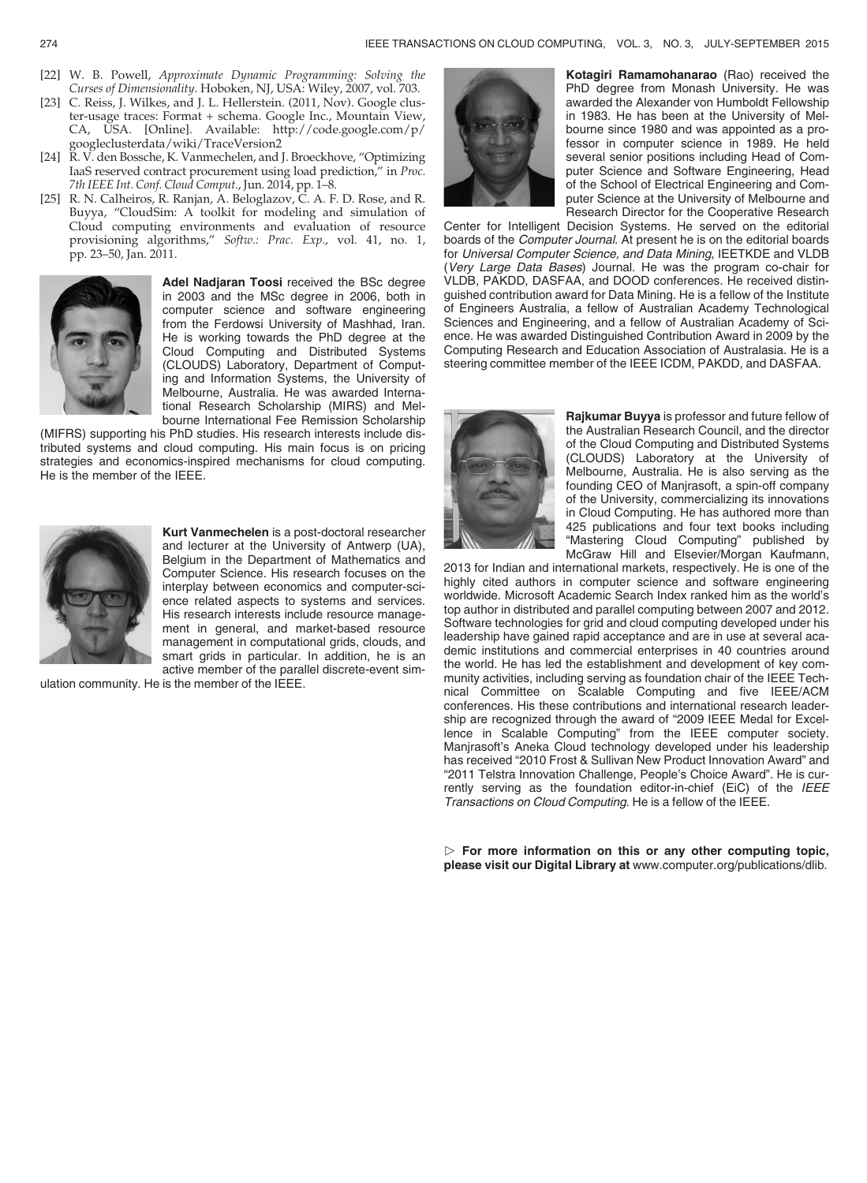[22] W. B. Powell, *Approximate Dynamic Programming: Solving the Curses of Dimensionality*. Hoboken, NJ, USA: Wiley, 2007, vol. 703.

[23] C. Reiss, J. Wilkes, and J. L. Hellerstein. (2011, Nov). Google cluster-usage traces: Format + schema. Google Inc., Mountain View, CA, USA. [Online]. Available: http://code.google.com/p/googleclusterdata/wiki/TraceVersion2

[24] R. V. den Bossche, K. Vanmechelen, and J. Broeckhove, "Optimizing IaaS reserved contract procurement using load prediction," in *Proc. 7th IEEE Int. Conf. Cloud Comput.*, Jun. 2014, pp. 1–8.

[25] R. N. Calheiros, R. Ranjan, A. Beloglazov, C. A. F. D. Rose, and R. Buyya, "CloudSim: A toolkit for modeling and simulation of Cloud computing environments and evaluation of resource provisioning algorithms," *Softw.: Prac. Exp.*, vol. 41, no. 1, pp. 23–50, Jan. 2011.

**Adel Nadjaran Toosi** received the BSc degree in 2003 and the MSc degree in 2006, both in computer science and software engineering from the Ferdowsi University of Mashhad, Iran. He is working towards the PhD degree at the Cloud Computing and Distributed Systems (CLOUDS) Laboratory, Department of Computing and Information Systems, the University of Melbourne, Australia. He was awarded International Research Scholarship (MIRS) and Melbourne International Fee Remission Scholarship (MIFRS) supporting his PhD studies. His research interests include distributed systems and cloud computing. His main focus is on pricing strategies and economics-inspired mechanisms for cloud computing. He is the member of the IEEE.

**Kurt Vanmechelen** is a post-doctoral researcher and lecturer at the University of Antwerp (UA), Belgium in the Department of Mathematics and Computer Science. His research focuses on the interplay between economics and computer-science related aspects to systems and services. His research interests include resource management in general, and market-based resource management in computational grids, clouds, and smart grids in particular. In addition, he is an active member of the parallel discrete-event simulation community. He is the member of the IEEE.

**Kotagiri Ramamohanarao** (Rao) received the PhD degree from Monash University. He was awarded the Alexander von Humboldt Fellowship in 1983. He has been at the University of Melbourne since 1980 and was appointed as a professor in computer science in 1989. He held several senior positions including Head of Computer Science and Software Engineering, Head of the School of Electrical Engineering and Computer Science at the University of Melbourne and Research Director for the Cooperative Research Center for Intelligent Decision Systems. He served on the editorial boards of the *Computer Journal*. At present he is on the editorial boards for *Universal Computer Science, and Data Mining*, IEETKDE and VLDB (*Very Large Data Bases*) Journal. He was the program co-chair for VLDB, PAKDD, DASFAA, and DOOD conferences. He received distinguished contribution award for Data Mining. He is a fellow of the Institute of Engineers Australia, a fellow of Australian Academy Technological Sciences and Engineering, and a fellow of Australian Academy of Science. He was awarded Distinguished Contribution Award in 2009 by the Computing Research and Education Association of Australasia. He is a steering committee member of the IEEE ICDM, PAKDD, and DASFAA.

**Rajkumar Buyya** is professor and future fellow of the Australian Research Council, and the director of the Cloud Computing and Distributed Systems (CLOUDS) Laboratory at the University of Melbourne, Australia. He is also serving as the founding CEO of Manjrasoft, a spin-off company of the University, commercializing its innovations in Cloud Computing. He has authored more than 425 publications and four text books including "Mastering Cloud Computing" published by McGraw Hill and Elsevier/Morgan Kaufmann, 2013 for Indian and international markets, respectively. He is one of the highly cited authors in computer science and software engineering worldwide. Microsoft Academic Search Index ranked him as the world's top author in distributed and parallel computing between 2007 and 2012. Software technologies for grid and cloud computing developed under his leadership have gained rapid acceptance and are in use at several academic institutions and commercial enterprises in 40 countries around the world. He has led the establishment and development of key community activities, including serving as foundation chair of the IEEE Technical Committee on Scalable Computing and five IEEE/ACM conferences. His these contributions and international research leadership are recognized through the award of "2009 IEEE Medal for Excellence in Scalable Computing" from the IEEE computer society. Manjrasoft's Aneka Cloud technology developed under his leadership has received "2010 Frost & Sullivan New Product Innovation Award" and "2011 Telstra Innovation Challenge, People's Choice Award". He is currently serving as the foundation editor-in-chief (EiC) of the *IEEE Transactions on Cloud Computing*. He is a fellow of the IEEE.

▷ **For more information on this or any other computing topic, please visit our Digital Library at** www.computer.org/publications/dlib.